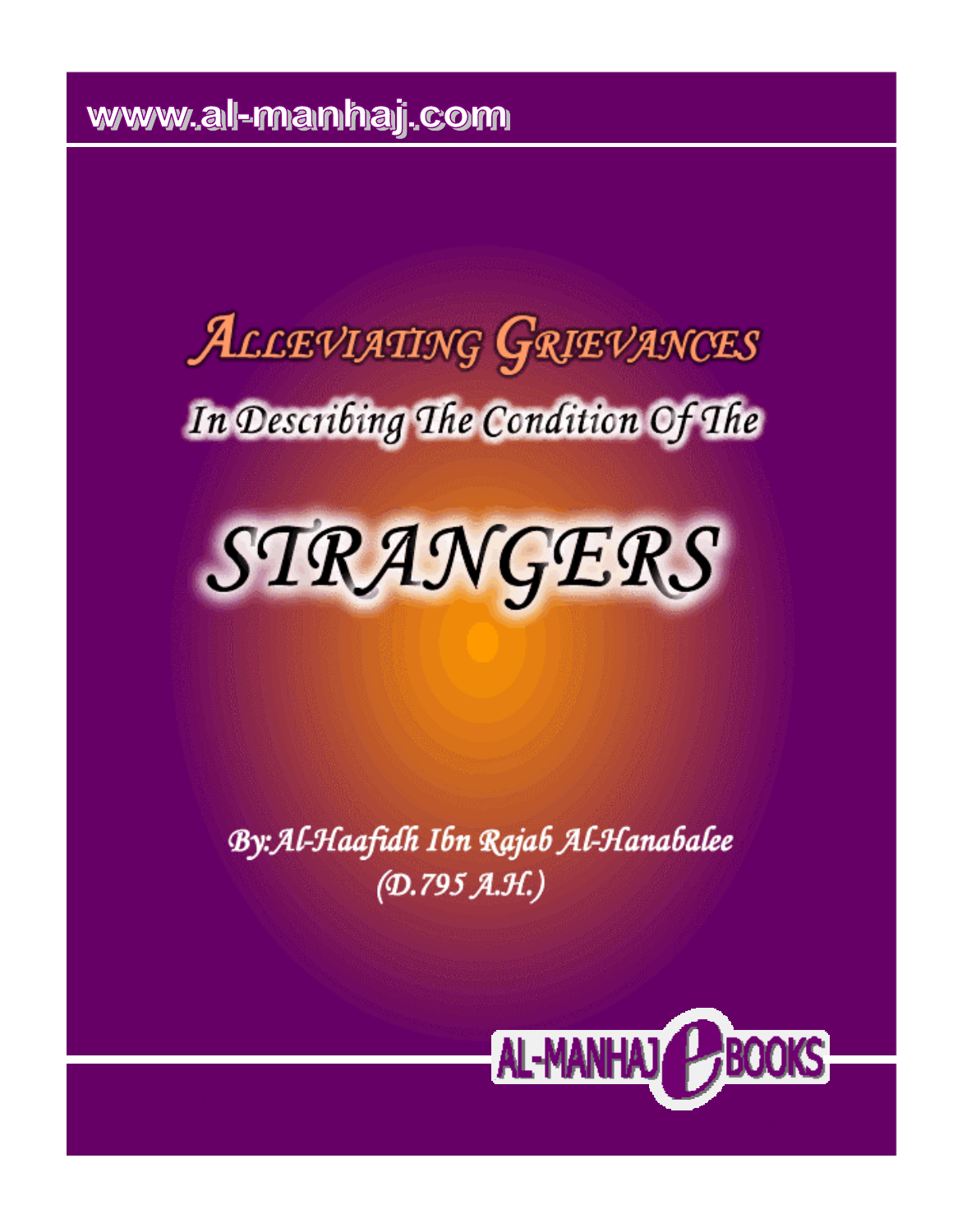www.al-manhaj.com

# Alleviating Grievances

## In Describing The Condition Of The

# STRANGERS

By: Al-Haafidh Ibn Rajab Al-Hanabalee
(D.795 A.H.)

AL-MANHAJ eBOOKS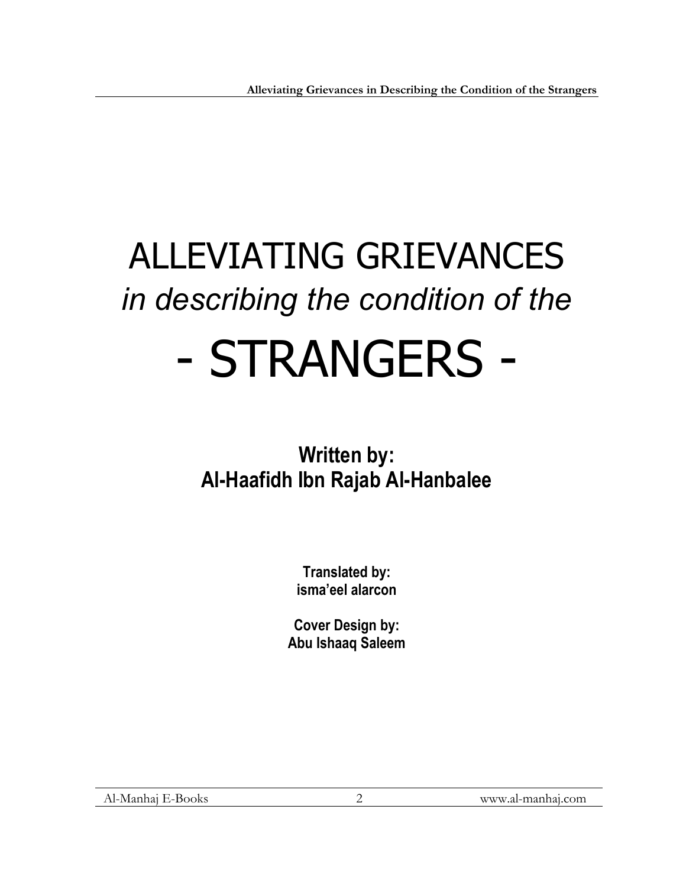# ALLEVIATING GRIEVANCES

*in describing the condition of the*

# - STRANGERS -

**Written by:**
**Al-Haafidh Ibn Rajab Al-Hanbalee**

**Translated by:**
**isma'eel alarcon**

**Cover Design by:**
**Abu Ishaaq Saleem**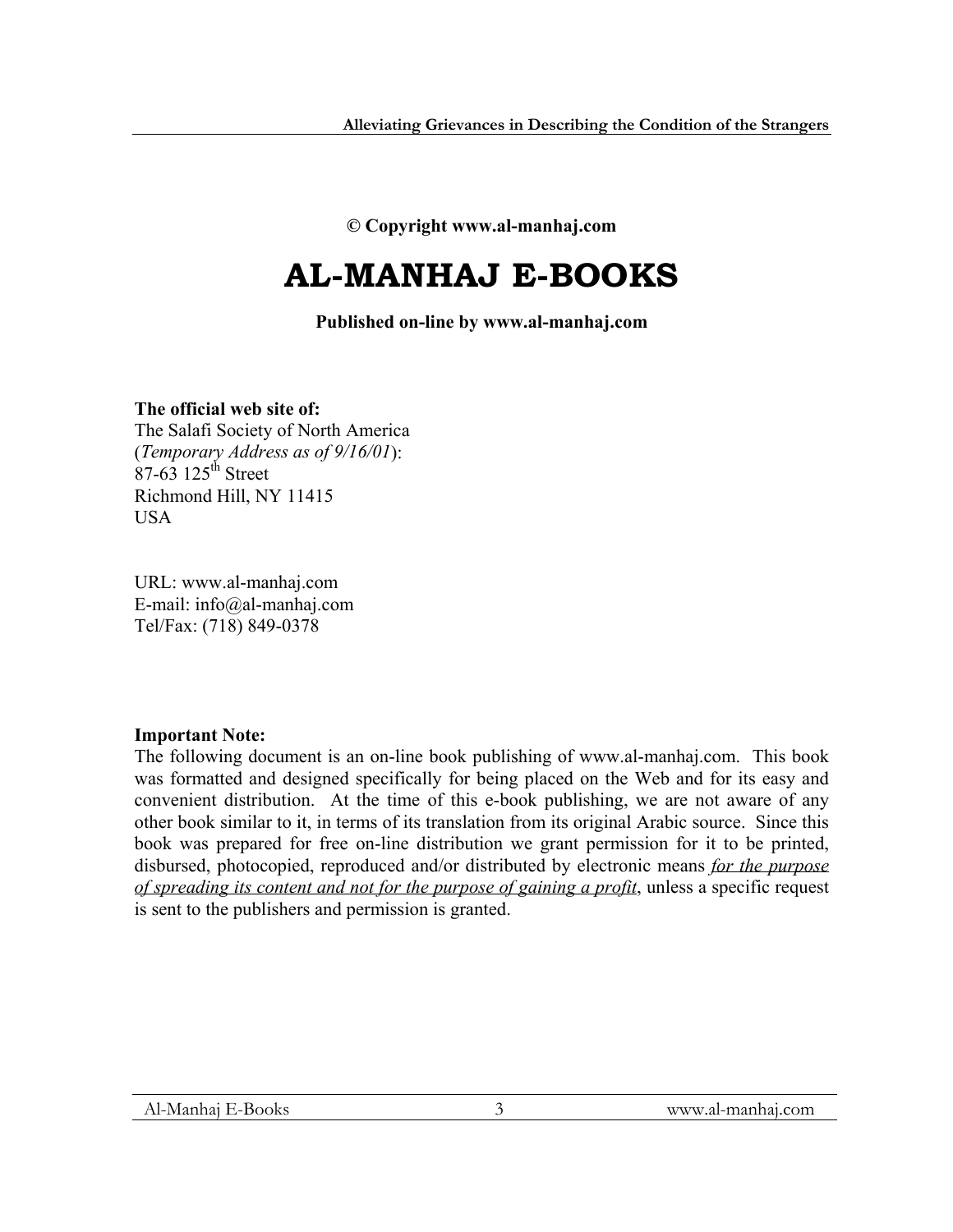**© Copyright www.al-manhaj.com**

# AL-MANHAJ E-BOOKS

**Published on-line by www.al-manhaj.com**

**The official web site of:**
The Salafi Society of North America
(*Temporary Address as of 9/16/01*):
87-63 125th Street
Richmond Hill, NY 11415
USA

URL: www.al-manhaj.com
E-mail: info@al-manhaj.com
Tel/Fax: (718) 849-0378

**Important Note:**
The following document is an on-line book publishing of www.al-manhaj.com. This book was formatted and designed specifically for being placed on the Web and for its easy and convenient distribution. At the time of this e-book publishing, we are not aware of any other book similar to it, in terms of its translation from its original Arabic source. Since this book was prepared for free on-line distribution we grant permission for it to be printed, disbursed, photocopied, reproduced and/or distributed by electronic means *for the purpose of spreading its content and not for the purpose of gaining a profit*, unless a specific request is sent to the publishers and permission is granted.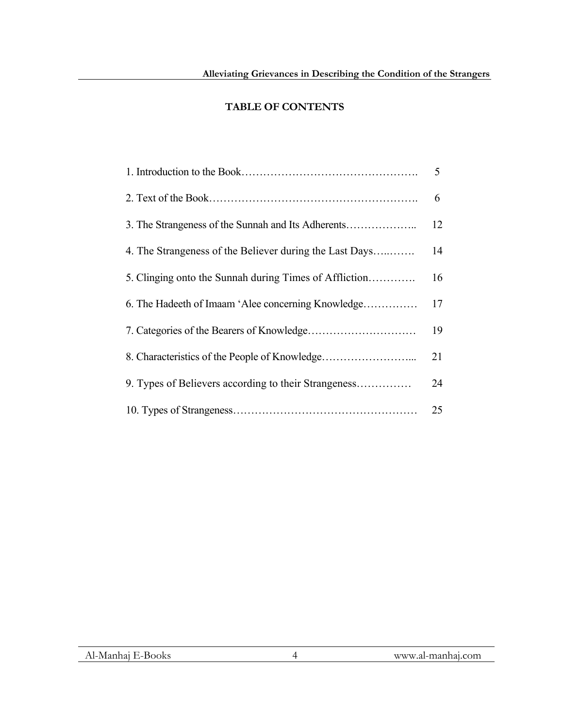**TABLE OF CONTENTS**

1. Introduction to the Book………………………………………….   5
2. Text of the Book………………………………………………….   6
3. The Strangeness of the Sunnah and Its Adherents………………..   12
4. The Strangeness of the Believer during the Last Days…..…….   14
5. Clinging onto the Sunnah during Times of Affliction………….   16
6. The Hadeeth of Imaam 'Alee concerning Knowledge……………   17
7. Categories of the Bearers of Knowledge…………….…………….   19
8. Characteristics of the People of Knowledge……………………...   21
9. Types of Believers according to their Strangeness……………   24
10. Types of Strangeness……………………………………………   25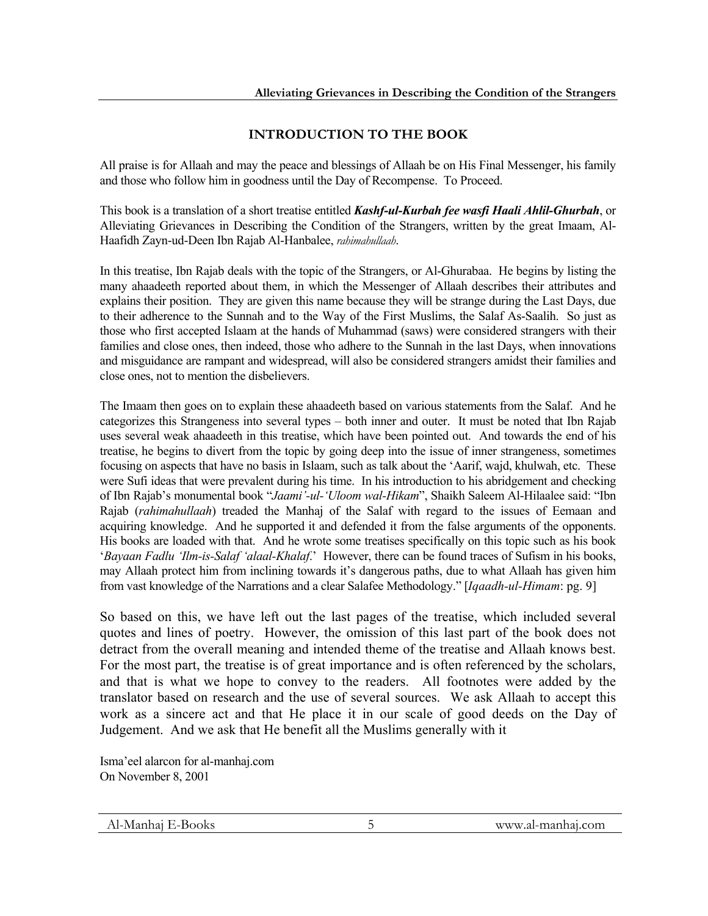## INTRODUCTION TO THE BOOK

All praise is for Allaah and may the peace and blessings of Allaah be on His Final Messenger, his family and those who follow him in goodness until the Day of Recompense. To Proceed.

This book is a translation of a short treatise entitled ***Kashf-ul-Kurbah fee wasfi Haali Ahlil-Ghurbah***, or Alleviating Grievances in Describing the Condition of the Strangers, written by the great Imaam, Al-Haafidh Zayn-ud-Deen Ibn Rajab Al-Hanbalee, *rahimahullaah*.

In this treatise, Ibn Rajab deals with the topic of the Strangers, or Al-Ghurabaa. He begins by listing the many ahaadeeth reported about them, in which the Messenger of Allaah describes their attributes and explains their position. They are given this name because they will be strange during the Last Days, due to their adherence to the Sunnah and to the Way of the First Muslims, the Salaf As-Saalih. So just as those who first accepted Islaam at the hands of Muhammad (saws) were considered strangers with their families and close ones, then indeed, those who adhere to the Sunnah in the last Days, when innovations and misguidance are rampant and widespread, will also be considered strangers amidst their families and close ones, not to mention the disbelievers.

The Imaam then goes on to explain these ahaadeeth based on various statements from the Salaf. And he categorizes this Strangeness into several types – both inner and outer. It must be noted that Ibn Rajab uses several weak ahaadeeth in this treatise, which have been pointed out. And towards the end of his treatise, he begins to divert from the topic by going deep into the issue of inner strangeness, sometimes focusing on aspects that have no basis in Islaam, such as talk about the 'Aarif, wajd, khulwah, etc. These were Sufi ideas that were prevalent during his time. In his introduction to his abridgement and checking of Ibn Rajab's monumental book "*Jaami'-ul-'Uloom wal-Hikam*", Shaikh Saleem Al-Hilaalee said: "Ibn Rajab (*rahimahullaah*) treaded the Manhaj of the Salaf with regard to the issues of Eemaan and acquiring knowledge. And he supported it and defended it from the false arguments of the opponents. His books are loaded with that. And he wrote some treatises specifically on this topic such as his book '*Bayaan Fadlu 'Ilm-is-Salaf 'alaal-Khalaf*.' However, there can be found traces of Sufism in his books, may Allaah protect him from inclining towards it's dangerous paths, due to what Allaah has given him from vast knowledge of the Narrations and a clear Salafee Methodology." [*Iqaadh-ul-Himam*: pg. 9]

So based on this, we have left out the last pages of the treatise, which included several quotes and lines of poetry. However, the omission of this last part of the book does not detract from the overall meaning and intended theme of the treatise and Allaah knows best. For the most part, the treatise is of great importance and is often referenced by the scholars, and that is what we hope to convey to the readers. All footnotes were added by the translator based on research and the use of several sources. We ask Allaah to accept this work as a sincere act and that He place it in our scale of good deeds on the Day of Judgement. And we ask that He benefit all the Muslims generally with it

Isma'eel alarcon for al-manhaj.com
On November 8, 2001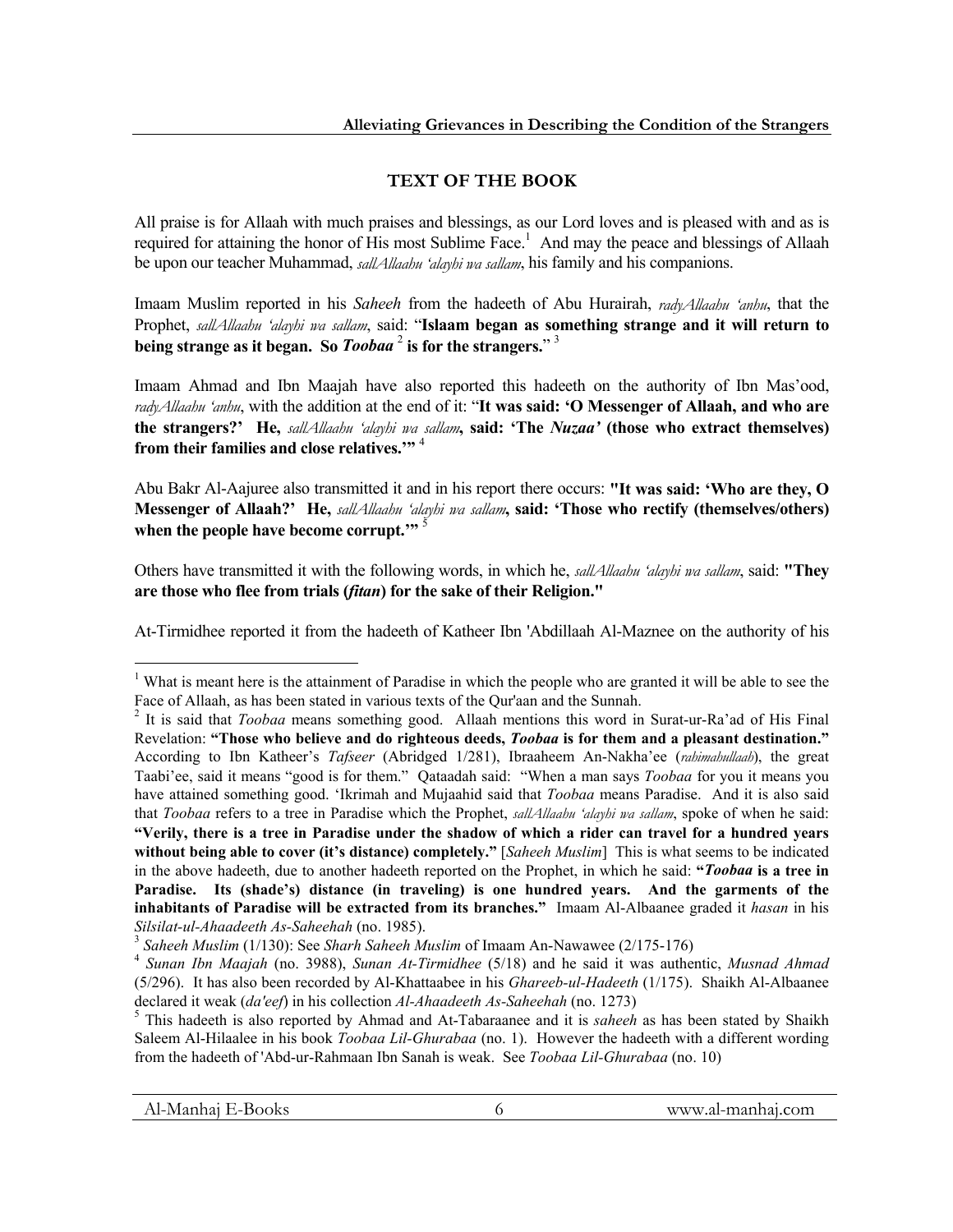## TEXT OF THE BOOK

All praise is for Allaah with much praises and blessings, as our Lord loves and is pleased with and as is required for attaining the honor of His most Sublime Face.[1] And may the peace and blessings of Allaah be upon our teacher Muhammad, *sallAllaahu 'alayhi wa sallam*, his family and his companions.

Imaam Muslim reported in his *Saheeh* from the hadeeth of Abu Hurairah, *radyAllaahu 'anhu*, that the Prophet, *sallAllaahu 'alayhi wa sallam*, said: "**Islaam began as something strange and it will return to being strange as it began. So *Toobaa* [2] is for the strangers.**" [3]

Imaam Ahmad and Ibn Maajah have also reported this hadeeth on the authority of Ibn Mas'ood, *radyAllaahu 'anhu*, with the addition at the end of it: "**It was said: 'O Messenger of Allaah, and who are the strangers?' He, *sallAllaahu 'alayhi wa sallam*, said: 'The *Nuzaa'* (those who extract themselves) from their families and close relatives.'**" [4]

Abu Bakr Al-Aajuree also transmitted it and in his report there occurs: **"It was said: 'Who are they, O Messenger of Allaah?' He, *sallAllaahu 'alayhi wa sallam*, said: 'Those who rectify (themselves/others) when the people have become corrupt.'"** [5]

Others have transmitted it with the following words, in which he, *sallAllaahu 'alayhi wa sallam*, said: **"They are those who flee from trials (*fitan*) for the sake of their Religion."**

At-Tirmidhee reported it from the hadeeth of Katheer Ibn 'Abdillaah Al-Maznee on the authority of his

---

[1] What is meant here is the attainment of Paradise in which the people who are granted it will be able to see the Face of Allaah, as has been stated in various texts of the Qur'aan and the Sunnah.

[2] It is said that *Toobaa* means something good. Allaah mentions this word in Surat-ur-Ra'ad of His Final Revelation: **"Those who believe and do righteous deeds, *Toobaa* is for them and a pleasant destination."** According to Ibn Katheer's *Tafseer* (Abridged 1/281), Ibraaheem An-Nakha'ee (*rahimahullaah*), the great Taabi'ee, said it means "good is for them." Qataadah said: "When a man says *Toobaa* for you it means you have attained something good. 'Ikrimah and Mujaahid said that *Toobaa* means Paradise. And it is also said that *Toobaa* refers to a tree in Paradise which the Prophet, *sallAllaahu 'alayhi wa sallam*, spoke of when he said: **"Verily, there is a tree in Paradise under the shadow of which a rider can travel for a hundred years without being able to cover (it's distance) completely."** [*Saheeh Muslim*] This is what seems to be indicated in the above hadeeth, due to another hadeeth reported on the Prophet, in which he said: **"*Toobaa* is a tree in Paradise. Its (shade's) distance (in traveling) is one hundred years. And the garments of the inhabitants of Paradise will be extracted from its branches."** Imaam Al-Albaanee graded it *hasan* in his *Silsilat-ul-Ahaadeeth As-Saheehah* (no. 1985).

[3] *Saheeh Muslim* (1/130): See *Sharh Saheeh Muslim* of Imaam An-Nawawee (2/175-176)

[4] *Sunan Ibn Maajah* (no. 3988), *Sunan At-Tirmidhee* (5/18) and he said it was authentic, *Musnad Ahmad* (5/296). It has also been recorded by Al-Khattaabee in his *Ghareeb-ul-Hadeeth* (1/175). Shaikh Al-Albaanee declared it weak (*da'eef*) in his collection *Al-Ahaadeeth As-Saheehah* (no. 1273)

[5] This hadeeth is also reported by Ahmad and At-Tabaraanee and it is *saheeh* as has been stated by Shaikh Saleem Al-Hilaalee in his book *Toobaa Lil-Ghurabaa* (no. 1). However the hadeeth with a different wording from the hadeeth of 'Abd-ur-Rahmaan Ibn Sanah is weak. See *Toobaa Lil-Ghurabaa* (no. 10)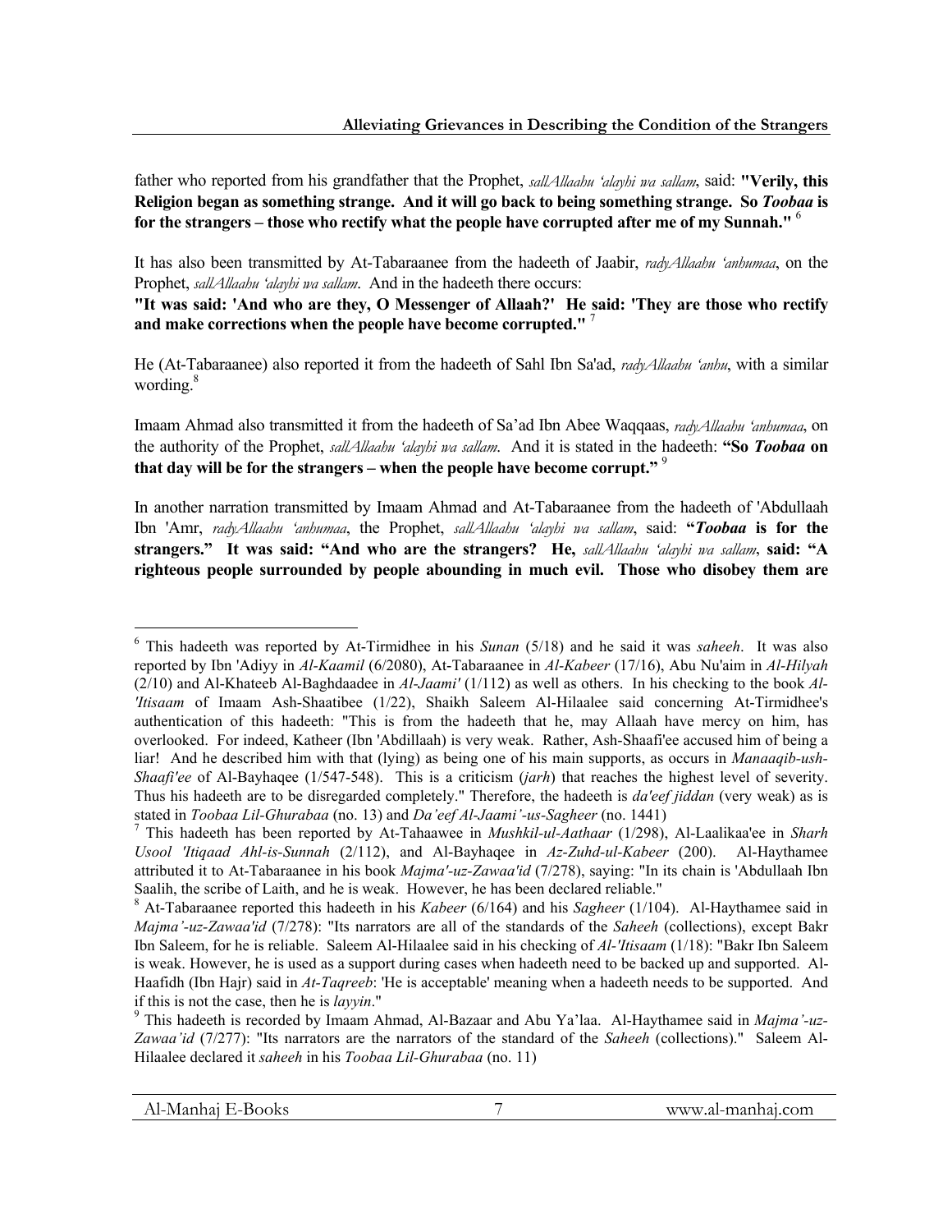father who reported from his grandfather that the Prophet, *sallAllaahu 'alayhi wa sallam*, said: **"Verily, this Religion began as something strange. And it will go back to being something strange. So *Toobaa* is for the strangers – those who rectify what the people have corrupted after me of my Sunnah."** [6]

It has also been transmitted by At-Tabaraanee from the hadeeth of Jaabir, *radyAllaahu 'anhumaa*, on the Prophet, *sallAllaahu 'alayhi wa sallam*. And in the hadeeth there occurs:
**"It was said: 'And who are they, O Messenger of Allaah?' He said: 'They are those who rectify and make corrections when the people have become corrupted."** [7]

He (At-Tabaraanee) also reported it from the hadeeth of Sahl Ibn Sa'ad, *radyAllaahu 'anhu*, with a similar wording.[8]

Imaam Ahmad also transmitted it from the hadeeth of Sa'ad Ibn Abee Waqqaas, *radyAllaahu 'anhumaa*, on the authority of the Prophet, *sallAllaahu 'alayhi wa sallam*. And it is stated in the hadeeth: **"So *Toobaa* on that day will be for the strangers – when the people have become corrupt."** [9]

In another narration transmitted by Imaam Ahmad and At-Tabaraanee from the hadeeth of 'Abdullaah Ibn 'Amr, *radyAllaahu 'anhumaa*, the Prophet, *sallAllaahu 'alayhi wa sallam*, said: **"*Toobaa* is for the strangers." It was said: "And who are the strangers? He,** *sallAllaahu 'alayhi wa sallam*, **said: "A righteous people surrounded by people abounding in much evil. Those who disobey them are**

---

[6] This hadeeth was reported by At-Tirmidhee in his *Sunan* (5/18) and he said it was *saheeh*. It was also reported by Ibn 'Adiyy in *Al-Kaamil* (6/2080), At-Tabaraanee in *Al-Kabeer* (17/16), Abu Nu'aim in *Al-Hilyah* (2/10) and Al-Khateeb Al-Baghdaadee in *Al-Jaami'* (1/112) as well as others. In his checking to the book *Al-'Itisaam* of Imaam Ash-Shaatibee (1/22), Shaikh Saleem Al-Hilaalee said concerning At-Tirmidhee's authentication of this hadeeth: "This is from the hadeeth that he, may Allaah have mercy on him, has overlooked. For indeed, Katheer (Ibn 'Abdillaah) is very weak. Rather, Ash-Shaafi'ee accused him of being a liar! And he described him with that (lying) as being one of his main supports, as occurs in *Manaaqib-ush-Shaafi'ee* of Al-Bayhaqee (1/547-548). This is a criticism (*jarh*) that reaches the highest level of severity. Thus his hadeeth are to be disregarded completely." Therefore, the hadeeth is *da'eef jiddan* (very weak) as is stated in *Toobaa Lil-Ghurabaa* (no. 13) and *Da'eef Al-Jaami'-us-Sagheer* (no. 1441)

[7] This hadeeth has been reported by At-Tahaawee in *Mushkil-ul-Aathaar* (1/298), Al-Laalikaa'ee in *Sharh Usool 'Itiqaad Ahl-is-Sunnah* (2/112), and Al-Bayhaqee in *Az-Zuhd-ul-Kabeer* (200). Al-Haythamee attributed it to At-Tabaraanee in his book *Majma'-uz-Zawaa'id* (7/278), saying: "In its chain is 'Abdullaah Ibn Saalih, the scribe of Laith, and he is weak. However, he has been declared reliable."

[8] At-Tabaraanee reported this hadeeth in his *Kabeer* (6/164) and his *Sagheer* (1/104). Al-Haythamee said in *Majma'-uz-Zawaa'id* (7/278): "Its narrators are all of the standards of the *Saheeh* (collections), except Bakr Ibn Saleem, for he is reliable. Saleem Al-Hilaalee said in his checking of *Al-'Itisaam* (1/18): "Bakr Ibn Saleem is weak. However, he is used as a support during cases when hadeeth need to be backed up and supported. Al-Haafidh (Ibn Hajr) said in *At-Taqreeb*: 'He is acceptable' meaning when a hadeeth needs to be supported. And if this is not the case, then he is *layyin*."

[9] This hadeeth is recorded by Imaam Ahmad, Al-Bazaar and Abu Ya'laa. Al-Haythamee said in *Majma'-uz-Zawaa'id* (7/277): "Its narrators are the narrators of the standard of the *Saheeh* (collections)." Saleem Al-Hilaalee declared it *saheeh* in his *Toobaa Lil-Ghurabaa* (no. 11)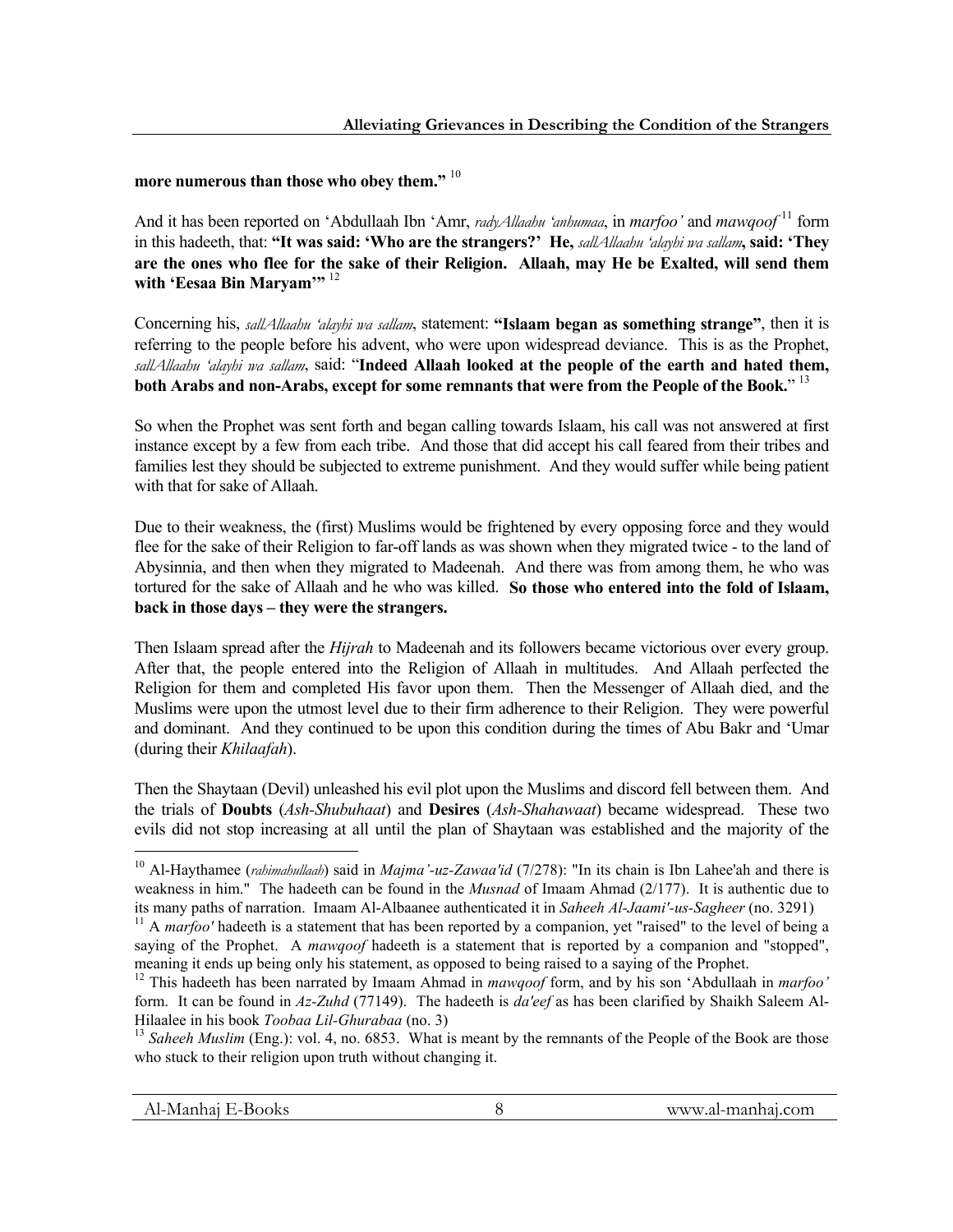**more numerous than those who obey them."** [10]

And it has been reported on 'Abdullaah Ibn 'Amr, *radyAllaahu 'anhumaa*, in *marfoo'* and *mawqoof* [11] form in this hadeeth, that: **"It was said: 'Who are the strangers?' He,** *sallAllaahu 'alayhi wa sallam***, said: 'They are the ones who flee for the sake of their Religion. Allaah, may He be Exalted, will send them with 'Eesaa Bin Maryam'"** [12]

Concerning his, *sallAllaahu 'alayhi wa sallam*, statement: **"Islaam began as something strange"**, then it is referring to the people before his advent, who were upon widespread deviance. This is as the Prophet, *sallAllaahu 'alayhi wa sallam*, said: "**Indeed Allaah looked at the people of the earth and hated them, both Arabs and non-Arabs, except for some remnants that were from the People of the Book.**" [13]

So when the Prophet was sent forth and began calling towards Islaam, his call was not answered at first instance except by a few from each tribe. And those that did accept his call feared from their tribes and families lest they should be subjected to extreme punishment. And they would suffer while being patient with that for sake of Allaah.

Due to their weakness, the (first) Muslims would be frightened by every opposing force and they would flee for the sake of their Religion to far-off lands as was shown when they migrated twice - to the land of Abysinnia, and then when they migrated to Madeenah. And there was from among them, he who was tortured for the sake of Allaah and he who was killed. **So those who entered into the fold of Islaam, back in those days – they were the strangers.**

Then Islaam spread after the *Hijrah* to Madeenah and its followers became victorious over every group. After that, the people entered into the Religion of Allaah in multitudes. And Allaah perfected the Religion for them and completed His favor upon them. Then the Messenger of Allaah died, and the Muslims were upon the utmost level due to their firm adherence to their Religion. They were powerful and dominant. And they continued to be upon this condition during the times of Abu Bakr and 'Umar (during their *Khilaafah*).

Then the Shaytaan (Devil) unleashed his evil plot upon the Muslims and discord fell between them. And the trials of **Doubts** (*Ash-Shubuhaat*) and **Desires** (*Ash-Shahawaat*) became widespread. These two evils did not stop increasing at all until the plan of Shaytaan was established and the majority of the

---

[10] Al-Haythamee (*rahimahullaah*) said in *Majma'-uz-Zawaa'id* (7/278): "In its chain is Ibn Lahee'ah and there is weakness in him." The hadeeth can be found in the *Musnad* of Imaam Ahmad (2/177). It is authentic due to its many paths of narration. Imaam Al-Albaanee authenticated it in *Saheeh Al-Jaami'-us-Sagheer* (no. 3291)

[11] A *marfoo'* hadeeth is a statement that has been reported by a companion, yet "raised" to the level of being a saying of the Prophet. A *mawqoof* hadeeth is a statement that is reported by a companion and "stopped", meaning it ends up being only his statement, as opposed to being raised to a saying of the Prophet.

[12] This hadeeth has been narrated by Imaam Ahmad in *mawqoof* form, and by his son 'Abdullaah in *marfoo'* form. It can be found in *Az-Zuhd* (77149). The hadeeth is *da'eef* as has been clarified by Shaikh Saleem Al-Hilaalee in his book *Toobaa Lil-Ghurabaa* (no. 3)

[13] *Saheeh Muslim* (Eng.): vol. 4, no. 6853. What is meant by the remnants of the People of the Book are those who stuck to their religion upon truth without changing it.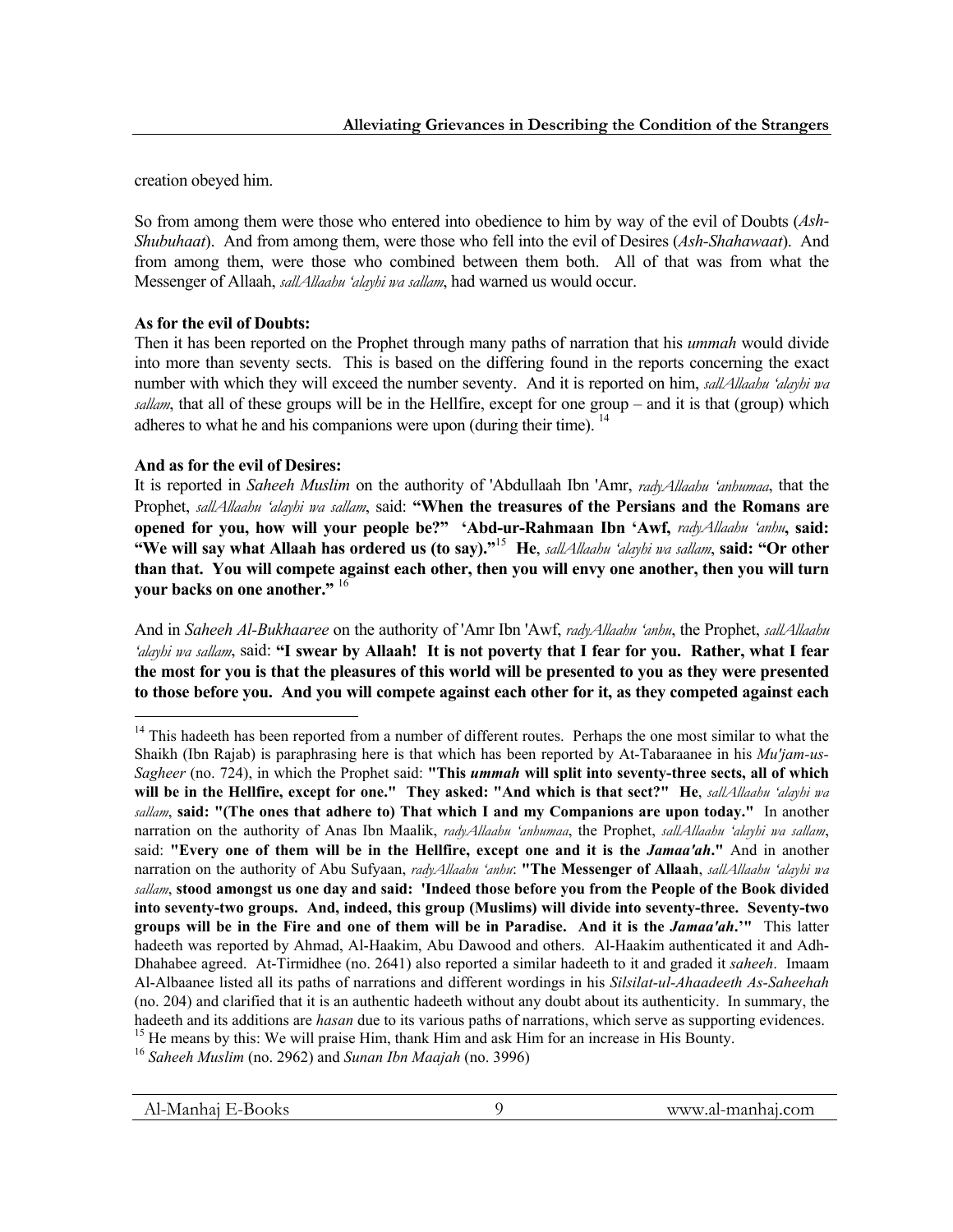creation obeyed him.

So from among them were those who entered into obedience to him by way of the evil of Doubts (*Ash-Shubuhaat*). And from among them, were those who fell into the evil of Desires (*Ash-Shahawaat*). And from among them, were those who combined between them both. All of that was from what the Messenger of Allaah, *sallAllaahu 'alayhi wa sallam*, had warned us would occur.

**As for the evil of Doubts:**
Then it has been reported on the Prophet through many paths of narration that his *ummah* would divide into more than seventy sects. This is based on the differing found in the reports concerning the exact number with which they will exceed the number seventy. And it is reported on him, *sallAllaahu 'alayhi wa sallam*, that all of these groups will be in the Hellfire, except for one group – and it is that (group) which adheres to what he and his companions were upon (during their time). [14]

**And as for the evil of Desires:**
It is reported in *Saheeh Muslim* on the authority of 'Abdullaah Ibn 'Amr, *radyAllaahu 'anhumaa*, that the Prophet, *sallAllaahu 'alayhi wa sallam*, said: **"When the treasures of the Persians and the Romans are opened for you, how will your people be?" 'Abd-ur-Rahmaan Ibn 'Awf,** *radyAllaahu 'anhu*, **said: "We will say what Allaah has ordered us (to say)."**[15] **He**, *sallAllaahu 'alayhi wa sallam*, **said: "Or other than that. You will compete against each other, then you will envy one another, then you will turn your backs on one another."** [16]

And in *Saheeh Al-Bukhaaree* on the authority of 'Amr Ibn 'Awf, *radyAllaahu 'anhu*, the Prophet, *sallAllaahu 'alayhi wa sallam*, said: **"I swear by Allaah! It is not poverty that I fear for you. Rather, what I fear the most for you is that the pleasures of this world will be presented to you as they were presented to those before you. And you will compete against each other for it, as they competed against each**

---

[14] This hadeeth has been reported from a number of different routes. Perhaps the one most similar to what the Shaikh (Ibn Rajab) is paraphrasing here is that which has been reported by At-Tabaraanee in his *Mu'jam-us-Sagheer* (no. 724), in which the Prophet said: **"This *ummah* will split into seventy-three sects, all of which will be in the Hellfire, except for one." They asked: "And which is that sect?" He**, *sallAllaahu 'alayhi wa sallam*, **said: "(The ones that adhere to) That which I and my Companions are upon today."** In another narration on the authority of Anas Ibn Maalik, *radyAllaahu 'anhumaa*, the Prophet, *sallAllaahu 'alayhi wa sallam*, said: **"Every one of them will be in the Hellfire, except one and it is the *Jamaa'ah*."** And in another narration on the authority of Abu Sufyaan, *radyAllaahu 'anhu*: **"The Messenger of Allaah**, *sallAllaahu 'alayhi wa sallam*, **stood amongst us one day and said: 'Indeed those before you from the People of the Book divided into seventy-two groups. And, indeed, this group (Muslims) will divide into seventy-three. Seventy-two groups will be in the Fire and one of them will be in Paradise. And it is the *Jamaa'ah*.'"** This latter hadeeth was reported by Ahmad, Al-Haakim, Abu Dawood and others. Al-Haakim authenticated it and Adh-Dhahabee agreed. At-Tirmidhee (no. 2641) also reported a similar hadeeth to it and graded it *saheeh*. Imaam Al-Albaanee listed all its paths of narrations and different wordings in his *Silsilat-ul-Ahaadeeth As-Saheehah* (no. 204) and clarified that it is an authentic hadeeth without any doubt about its authenticity. In summary, the hadeeth and its additions are *hasan* due to its various paths of narrations, which serve as supporting evidences.

[15] He means by this: We will praise Him, thank Him and ask Him for an increase in His Bounty.

[16] *Saheeh Muslim* (no. 2962) and *Sunan Ibn Maajah* (no. 3996)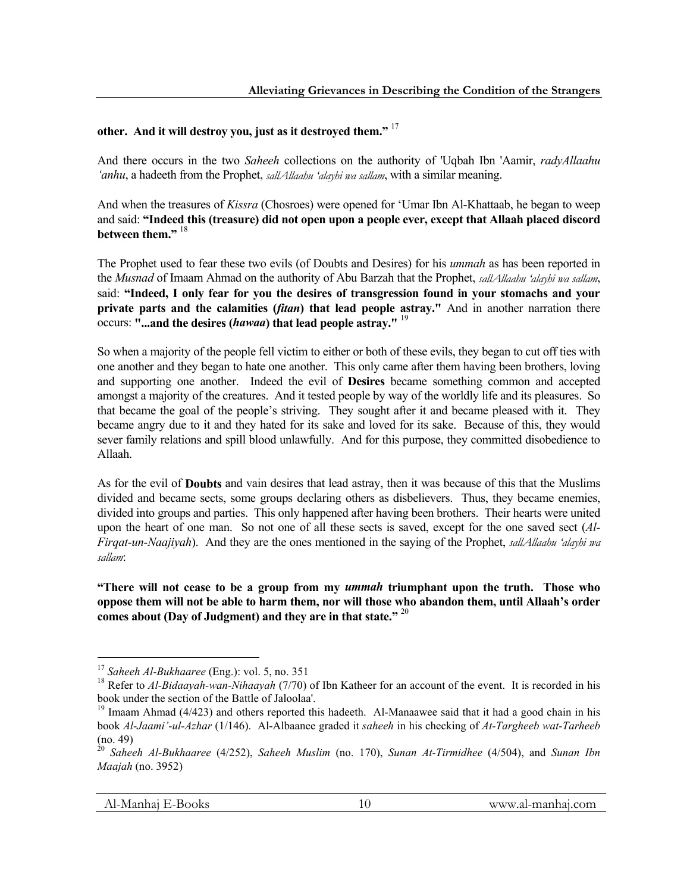**other. And it will destroy you, just as it destroyed them."** [17]

And there occurs in the two *Saheeh* collections on the authority of 'Uqbah Ibn 'Aamir, *radyAllaahu 'anhu*, a hadeeth from the Prophet, *sallAllaahu 'alayhi wa sallam*, with a similar meaning.

And when the treasures of *Kissra* (Chosroes) were opened for 'Umar Ibn Al-Khattaab, he began to weep and said: **"Indeed this (treasure) did not open upon a people ever, except that Allaah placed discord between them."** [18]

The Prophet used to fear these two evils (of Doubts and Desires) for his *ummah* as has been reported in the *Musnad* of Imaam Ahmad on the authority of Abu Barzah that the Prophet, *sallAllaahu 'alayhi wa sallam*, said: **"Indeed, I only fear for you the desires of transgression found in your stomachs and your private parts and the calamities (*fitan*) that lead people astray."** And in another narration there occurs: **"...and the desires (*hawaa*) that lead people astray."** [19]

So when a majority of the people fell victim to either or both of these evils, they began to cut off ties with one another and they began to hate one another. This only came after them having been brothers, loving and supporting one another. Indeed the evil of **Desires** became something common and accepted amongst a majority of the creatures. And it tested people by way of the worldly life and its pleasures. So that became the goal of the people's striving. They sought after it and became pleased with it. They became angry due to it and they hated for its sake and loved for its sake. Because of this, they would sever family relations and spill blood unlawfully. And for this purpose, they committed disobedience to Allaah.

As for the evil of **Doubts** and vain desires that lead astray, then it was because of this that the Muslims divided and became sects, some groups declaring others as disbelievers. Thus, they became enemies, divided into groups and parties. This only happened after having been brothers. Their hearts were united upon the heart of one man. So not one of all these sects is saved, except for the one saved sect (*Al-Firqat-un-Naajiyah*). And they are the ones mentioned in the saying of the Prophet, *sallAllaahu 'alayhi wa sallam*:

**"There will not cease to be a group from my *ummah* triumphant upon the truth. Those who oppose them will not be able to harm them, nor will those who abandon them, until Allaah's order comes about (Day of Judgment) and they are in that state."** [20]

---

[17] *Saheeh Al-Bukhaaree* (Eng.): vol. 5, no. 351

[18] Refer to *Al-Bidaayah-wan-Nihaayah* (7/70) of Ibn Katheer for an account of the event. It is recorded in his book under the section of the Battle of Jaloolaa'.

[19] Imaam Ahmad (4/423) and others reported this hadeeth. Al-Manaawee said that it had a good chain in his book *Al-Jaami'-ul-Azhar* (1/146). Al-Albaanee graded it *saheeh* in his checking of *At-Targheeb wat-Tarheeb* (no. 49)

[20] *Saheeh Al-Bukhaaree* (4/252), *Saheeh Muslim* (no. 170), *Sunan At-Tirmidhee* (4/504), and *Sunan Ibn Maajah* (no. 3952)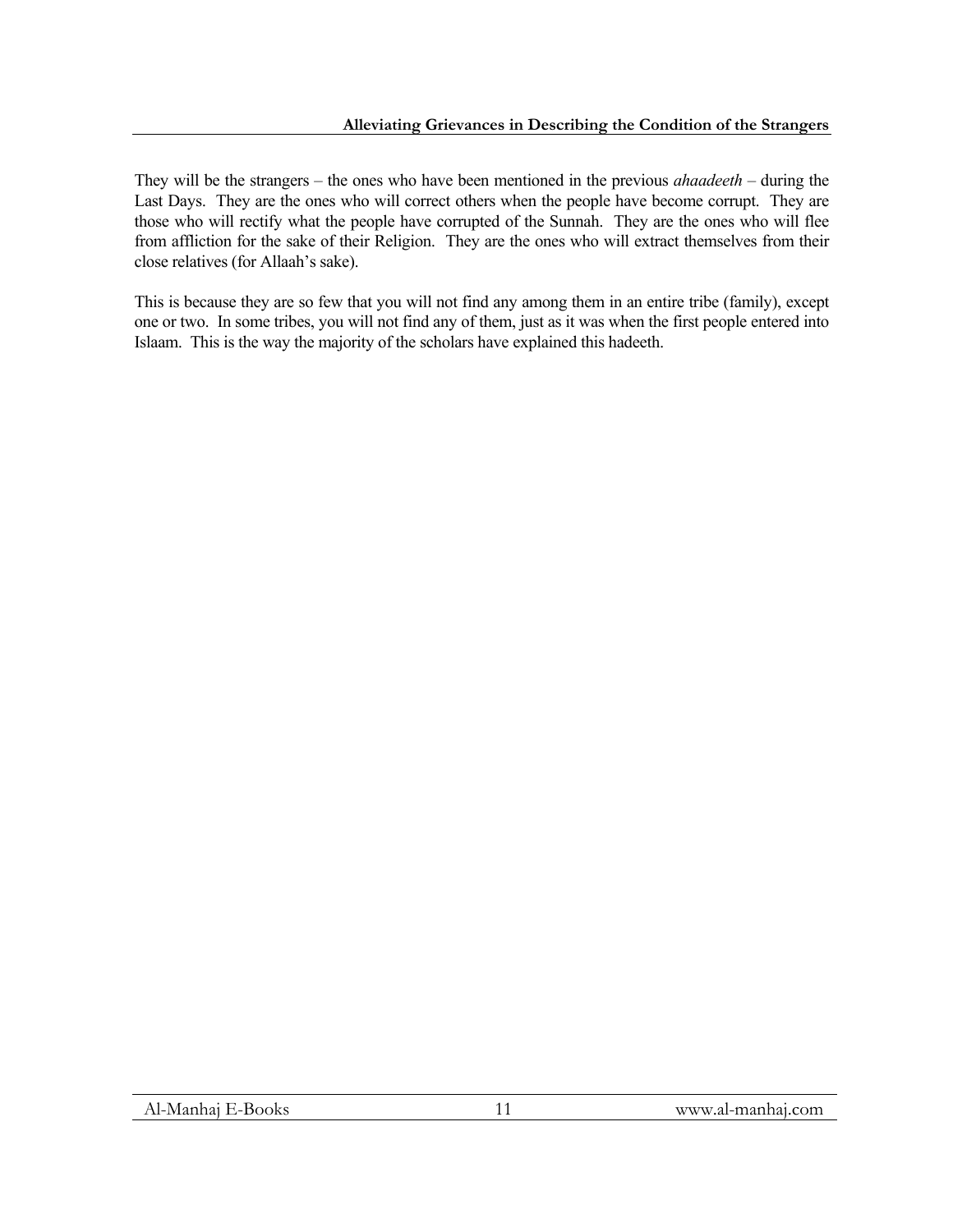They will be the strangers – the ones who have been mentioned in the previous *ahaadeeth* – during the Last Days. They are the ones who will correct others when the people have become corrupt. They are those who will rectify what the people have corrupted of the Sunnah. They are the ones who will flee from affliction for the sake of their Religion. They are the ones who will extract themselves from their close relatives (for Allaah's sake).

This is because they are so few that you will not find any among them in an entire tribe (family), except one or two. In some tribes, you will not find any of them, just as it was when the first people entered into Islaam. This is the way the majority of the scholars have explained this hadeeth.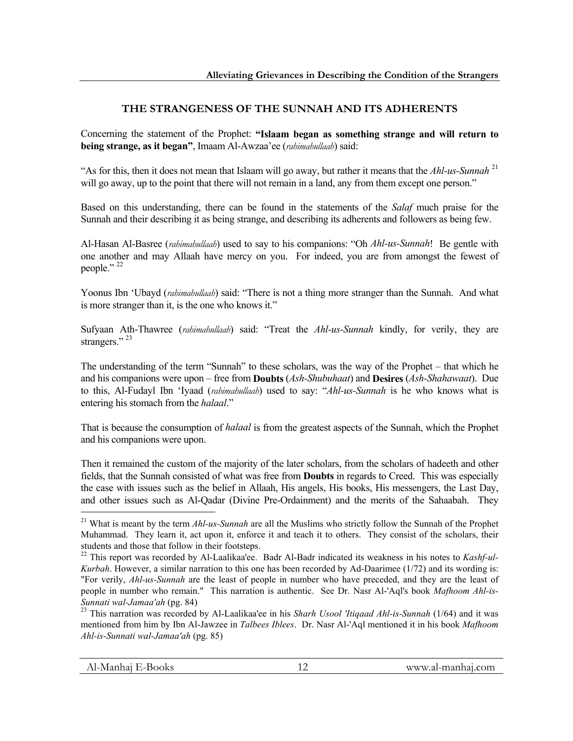## THE STRANGENESS OF THE SUNNAH AND ITS ADHERENTS

Concerning the statement of the Prophet: **"Islaam began as something strange and will return to being strange, as it began"**, Imaam Al-Awzaa'ee (*rahimahullaah*) said:

"As for this, then it does not mean that Islaam will go away, but rather it means that the *Ahl-us-Sunnah* [21] will go away, up to the point that there will not remain in a land, any from them except one person."

Based on this understanding, there can be found in the statements of the *Salaf* much praise for the Sunnah and their describing it as being strange, and describing its adherents and followers as being few.

Al-Hasan Al-Basree (*rahimahullaah*) used to say to his companions: "Oh *Ahl-us-Sunnah*! Be gentle with one another and may Allaah have mercy on you. For indeed, you are from amongst the fewest of people." [22]

Yoonus Ibn 'Ubayd (*rahimahullaah*) said: "There is not a thing more stranger than the Sunnah. And what is more stranger than it, is the one who knows it."

Sufyaan Ath-Thawree (*rahimahullaah*) said: "Treat the *Ahl-us-Sunnah* kindly, for verily, they are strangers." [23]

The understanding of the term "Sunnah" to these scholars, was the way of the Prophet – that which he and his companions were upon – free from **Doubts** (*Ash-Shubuhaat*) and **Desires** (*Ash-Shahawaat*). Due to this, Al-Fudayl Ibn 'Iyaad (*rahimahullaah*) used to say: "*Ahl-us-Sunnah* is he who knows what is entering his stomach from the *halaal*."

That is because the consumption of *halaal* is from the greatest aspects of the Sunnah, which the Prophet and his companions were upon.

Then it remained the custom of the majority of the later scholars, from the scholars of hadeeth and other fields, that the Sunnah consisted of what was free from **Doubts** in regards to Creed. This was especially the case with issues such as the belief in Allaah, His angels, His books, His messengers, the Last Day, and other issues such as Al-Qadar (Divine Pre-Ordainment) and the merits of the Sahaabah. They

---

[21] What is meant by the term *Ahl-us-Sunnah* are all the Muslims who strictly follow the Sunnah of the Prophet Muhammad. They learn it, act upon it, enforce it and teach it to others. They consist of the scholars, their students and those that follow in their footsteps.

[22] This report was recorded by Al-Laalikaa'ee. Badr Al-Badr indicated its weakness in his notes to *Kashf-ul-Kurbah*. However, a similar narration to this one has been recorded by Ad-Daarimee (1/72) and its wording is: "For verily, *Ahl-us-Sunnah* are the least of people in number who have preceded, and they are the least of people in number who remain." This narration is authentic. See Dr. Nasr Al-'Aql's book *Mafhoom Ahl-is-Sunnati wal-Jamaa'ah* (pg. 84)

[23] This narration was recorded by Al-Laalikaa'ee in his *Sharh Usool 'Itiqaad Ahl-is-Sunnah* (1/64) and it was mentioned from him by Ibn Al-Jawzee in *Talbees Iblees*. Dr. Nasr Al-'Aql mentioned it in his book *Mafhoom Ahl-is-Sunnati wal-Jamaa'ah* (pg. 85)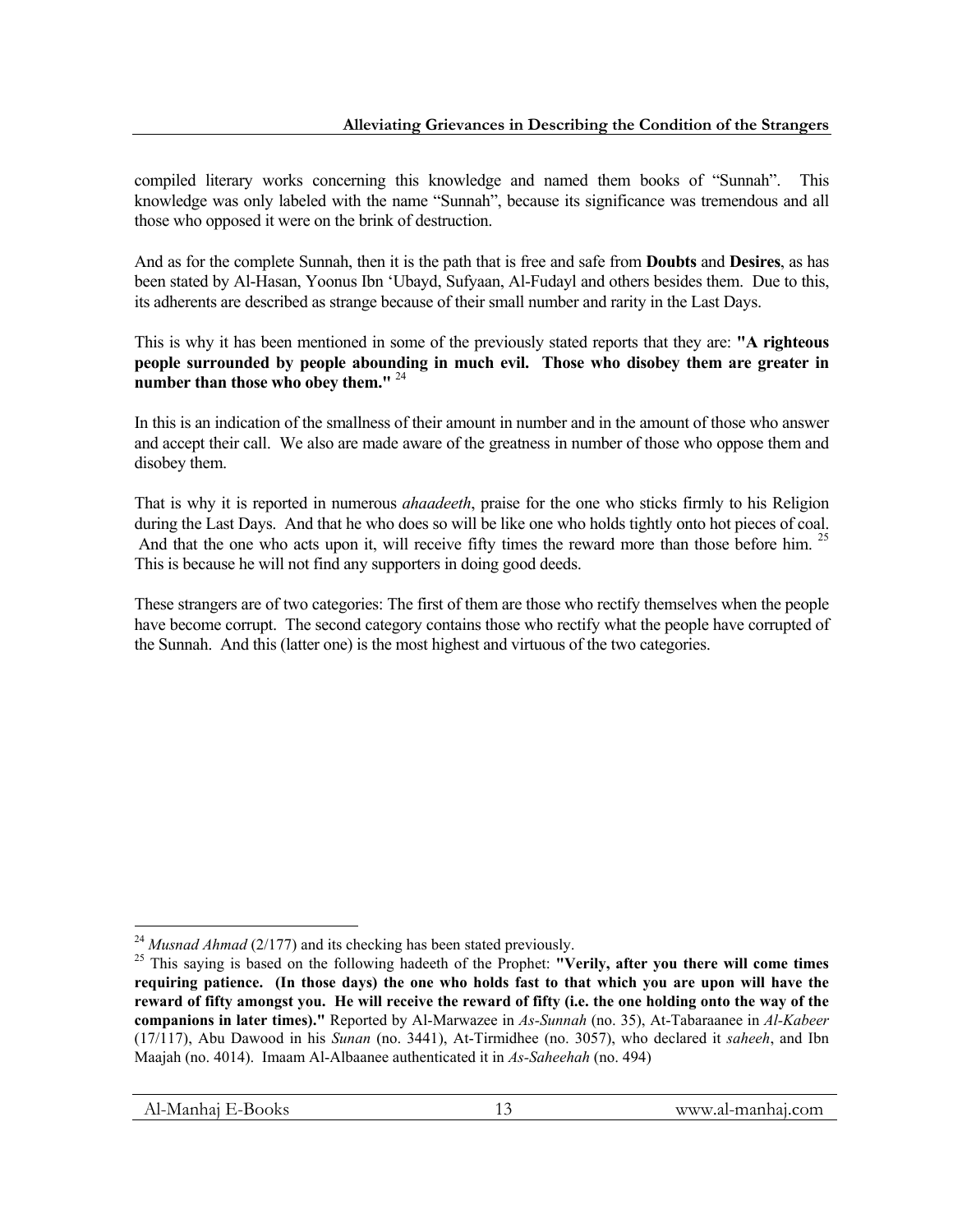compiled literary works concerning this knowledge and named them books of "Sunnah". This knowledge was only labeled with the name "Sunnah", because its significance was tremendous and all those who opposed it were on the brink of destruction.

And as for the complete Sunnah, then it is the path that is free and safe from **Doubts** and **Desires**, as has been stated by Al-Hasan, Yoonus Ibn 'Ubayd, Sufyaan, Al-Fudayl and others besides them. Due to this, its adherents are described as strange because of their small number and rarity in the Last Days.

This is why it has been mentioned in some of the previously stated reports that they are: **"A righteous people surrounded by people abounding in much evil. Those who disobey them are greater in number than those who obey them."** [24]

In this is an indication of the smallness of their amount in number and in the amount of those who answer and accept their call. We also are made aware of the greatness in number of those who oppose them and disobey them.

That is why it is reported in numerous *ahaadeeth*, praise for the one who sticks firmly to his Religion during the Last Days. And that he who does so will be like one who holds tightly onto hot pieces of coal. And that the one who acts upon it, will receive fifty times the reward more than those before him. [25] This is because he will not find any supporters in doing good deeds.

These strangers are of two categories: The first of them are those who rectify themselves when the people have become corrupt. The second category contains those who rectify what the people have corrupted of the Sunnah. And this (latter one) is the most highest and virtuous of the two categories.

---

[24] *Musnad Ahmad* (2/177) and its checking has been stated previously.

[25] This saying is based on the following hadeeth of the Prophet: **"Verily, after you there will come times requiring patience. (In those days) the one who holds fast to that which you are upon will have the reward of fifty amongst you. He will receive the reward of fifty (i.e. the one holding onto the way of the companions in later times)."** Reported by Al-Marwazee in *As-Sunnah* (no. 35), At-Tabaraanee in *Al-Kabeer* (17/117), Abu Dawood in his *Sunan* (no. 3441), At-Tirmidhee (no. 3057), who declared it *saheeh*, and Ibn Maajah (no. 4014). Imaam Al-Albaanee authenticated it in *As-Saheehah* (no. 494)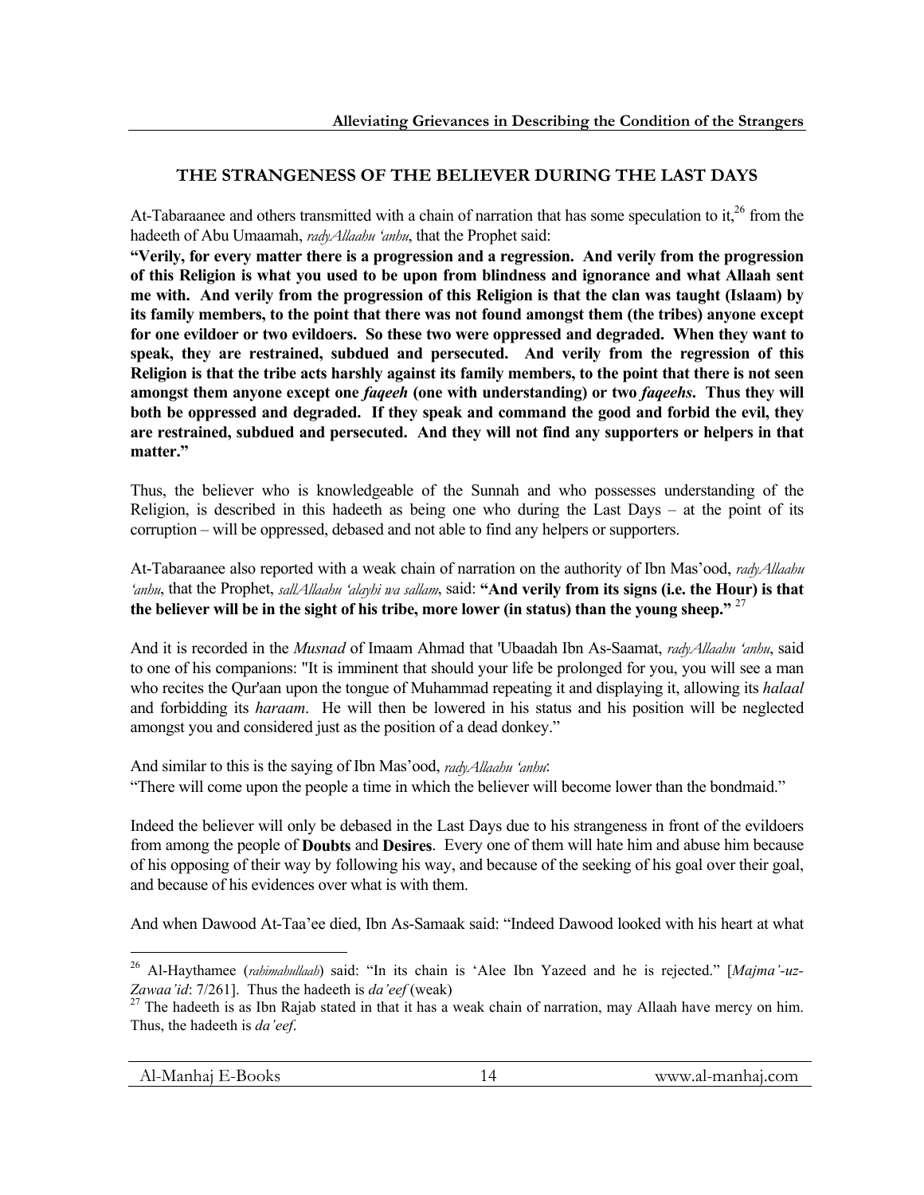## THE STRANGENESS OF THE BELIEVER DURING THE LAST DAYS

At-Tabaraanee and others transmitted with a chain of narration that has some speculation to it,[26] from the hadeeth of Abu Umaamah, *radyAllaahu 'anhu*, that the Prophet said:

**"Verily, for every matter there is a progression and a regression. And verily from the progression of this Religion is what you used to be upon from blindness and ignorance and what Allaah sent me with. And verily from the progression of this Religion is that the clan was taught (Islaam) by its family members, to the point that there was not found amongst them (the tribes) anyone except for one evildoer or two evildoers. So these two were oppressed and degraded. When they want to speak, they are restrained, subdued and persecuted. And verily from the regression of this Religion is that the tribe acts harshly against its family members, to the point that there is not seen amongst them anyone except one *faqeeh* (one with understanding) or two *faqeehs*. Thus they will both be oppressed and degraded. If they speak and command the good and forbid the evil, they are restrained, subdued and persecuted. And they will not find any supporters or helpers in that matter."**

Thus, the believer who is knowledgeable of the Sunnah and who possesses understanding of the Religion, is described in this hadeeth as being one who during the Last Days – at the point of its corruption – will be oppressed, debased and not able to find any helpers or supporters.

At-Tabaraanee also reported with a weak chain of narration on the authority of Ibn Mas'ood, *radyAllaahu 'anhu*, that the Prophet, *sallAllaahu 'alayhi wa sallam*, said: **"And verily from its signs (i.e. the Hour) is that the believer will be in the sight of his tribe, more lower (in status) than the young sheep."** [27]

And it is recorded in the *Musnad* of Imaam Ahmad that 'Ubaadah Ibn As-Saamat, *radyAllaahu 'anhu*, said to one of his companions: "It is imminent that should your life be prolonged for you, you will see a man who recites the Qur'aan upon the tongue of Muhammad repeating it and displaying it, allowing its *halaal* and forbidding its *haraam*. He will then be lowered in his status and his position will be neglected amongst you and considered just as the position of a dead donkey."

And similar to this is the saying of Ibn Mas'ood, *radyAllaahu 'anhu*:
"There will come upon the people a time in which the believer will become lower than the bondmaid."

Indeed the believer will only be debased in the Last Days due to his strangeness in front of the evildoers from among the people of **Doubts** and **Desires**. Every one of them will hate him and abuse him because of his opposing of their way by following his way, and because of the seeking of his goal over their goal, and because of his evidences over what is with them.

And when Dawood At-Taa'ee died, Ibn As-Samaak said: "Indeed Dawood looked with his heart at what

---

[26] Al-Haythamee (*rahimahullaah*) said: "In its chain is 'Alee Ibn Yazeed and he is rejected." [*Majma'-uz-Zawaa'id*: 7/261]. Thus the hadeeth is *da'eef* (weak)

[27] The hadeeth is as Ibn Rajab stated in that it has a weak chain of narration, may Allaah have mercy on him. Thus, the hadeeth is *da'eef*.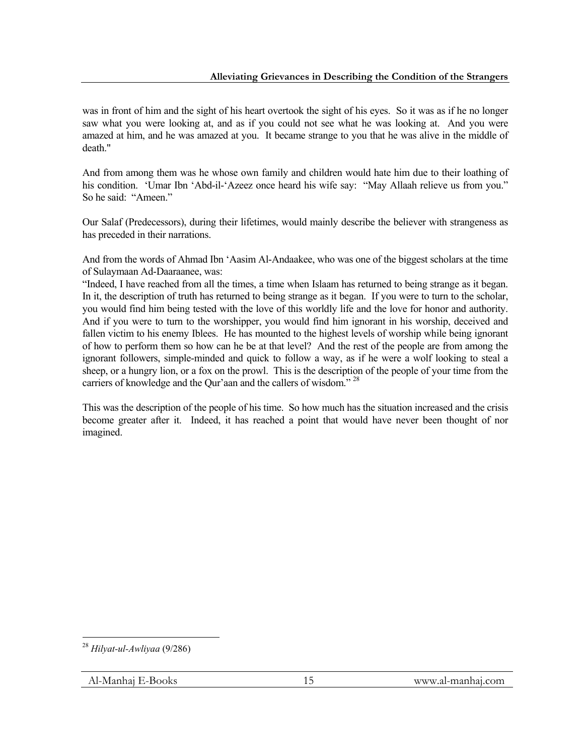was in front of him and the sight of his heart overtook the sight of his eyes. So it was as if he no longer saw what you were looking at, and as if you could not see what he was looking at. And you were amazed at him, and he was amazed at you. It became strange to you that he was alive in the middle of death."

And from among them was he whose own family and children would hate him due to their loathing of his condition. 'Umar Ibn 'Abd-il-'Azeez once heard his wife say: "May Allaah relieve us from you." So he said: "Ameen."

Our Salaf (Predecessors), during their lifetimes, would mainly describe the believer with strangeness as has preceded in their narrations.

And from the words of Ahmad Ibn 'Aasim Al-Andaakee, who was one of the biggest scholars at the time of Sulaymaan Ad-Daaraanee, was:

"Indeed, I have reached from all the times, a time when Islaam has returned to being strange as it began. In it, the description of truth has returned to being strange as it began. If you were to turn to the scholar, you would find him being tested with the love of this worldly life and the love for honor and authority. And if you were to turn to the worshipper, you would find him ignorant in his worship, deceived and fallen victim to his enemy Iblees. He has mounted to the highest levels of worship while being ignorant of how to perform them so how can he be at that level? And the rest of the people are from among the ignorant followers, simple-minded and quick to follow a way, as if he were a wolf looking to steal a sheep, or a hungry lion, or a fox on the prowl. This is the description of the people of your time from the carriers of knowledge and the Qur'aan and the callers of wisdom." [28]

This was the description of the people of his time. So how much has the situation increased and the crisis become greater after it. Indeed, it has reached a point that would have never been thought of nor imagined.

---

[28] *Hilyat-ul-Awliyaa* (9/286)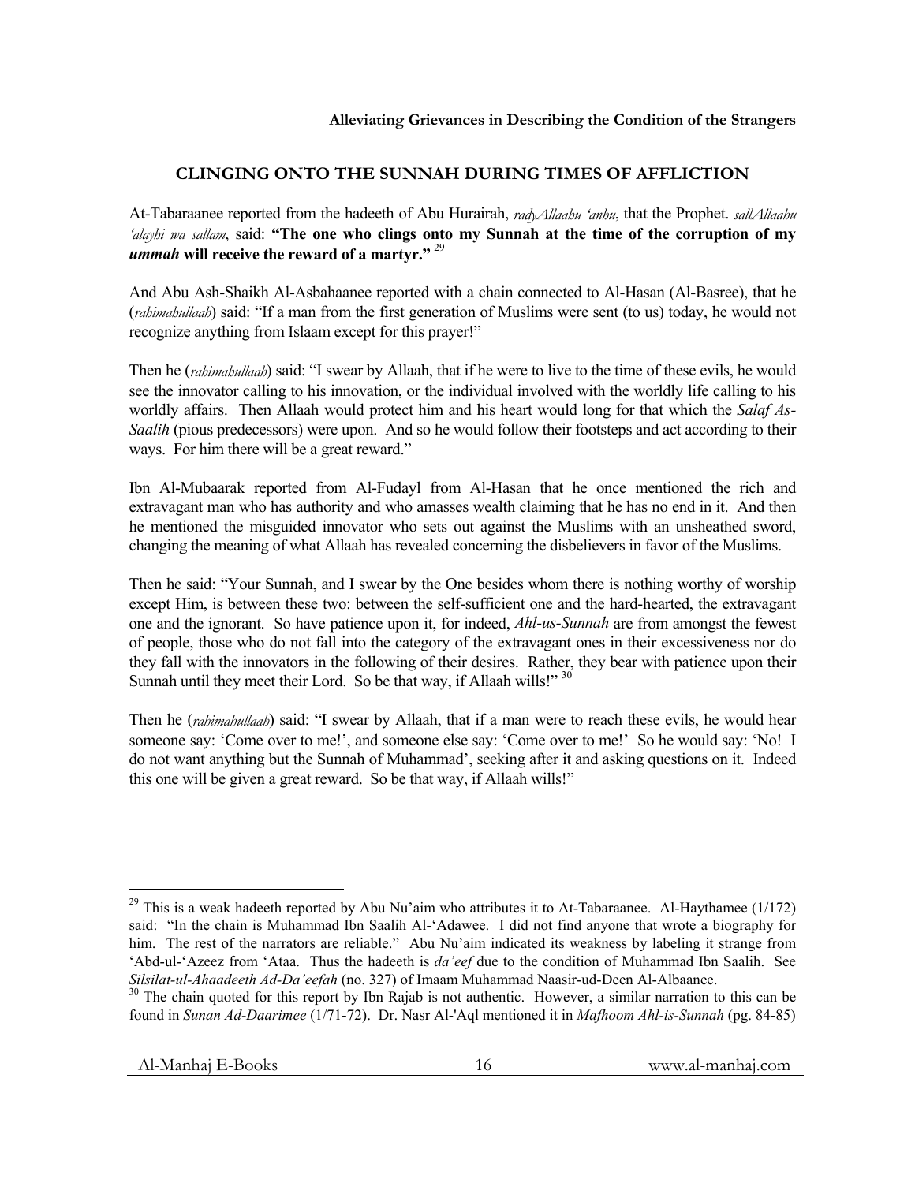## CLINGING ONTO THE SUNNAH DURING TIMES OF AFFLICTION

At-Tabaraanee reported from the hadeeth of Abu Hurairah, *radyAllaahu 'anhu*, that the Prophet. *sallAllaahu 'alayhi wa sallam*, said: **"The one who clings onto my Sunnah at the time of the corruption of my *ummah* will receive the reward of a martyr."** [29]

And Abu Ash-Shaikh Al-Asbahaanee reported with a chain connected to Al-Hasan (Al-Basree), that he (*rahimahullaah*) said: "If a man from the first generation of Muslims were sent (to us) today, he would not recognize anything from Islaam except for this prayer!"

Then he (*rahimahullaah*) said: "I swear by Allaah, that if he were to live to the time of these evils, he would see the innovator calling to his innovation, or the individual involved with the worldly life calling to his worldly affairs. Then Allaah would protect him and his heart would long for that which the *Salaf As-Saalih* (pious predecessors) were upon. And so he would follow their footsteps and act according to their ways. For him there will be a great reward."

Ibn Al-Mubaarak reported from Al-Fudayl from Al-Hasan that he once mentioned the rich and extravagant man who has authority and who amasses wealth claiming that he has no end in it. And then he mentioned the misguided innovator who sets out against the Muslims with an unsheathed sword, changing the meaning of what Allaah has revealed concerning the disbelievers in favor of the Muslims.

Then he said: "Your Sunnah, and I swear by the One besides whom there is nothing worthy of worship except Him, is between these two: between the self-sufficient one and the hard-hearted, the extravagant one and the ignorant. So have patience upon it, for indeed, *Ahl-us-Sunnah* are from amongst the fewest of people, those who do not fall into the category of the extravagant ones in their excessiveness nor do they fall with the innovators in the following of their desires. Rather, they bear with patience upon their Sunnah until they meet their Lord. So be that way, if Allaah wills!" [30]

Then he (*rahimahullaah*) said: "I swear by Allaah, that if a man were to reach these evils, he would hear someone say: 'Come over to me!', and someone else say: 'Come over to me!' So he would say: 'No! I do not want anything but the Sunnah of Muhammad', seeking after it and asking questions on it. Indeed this one will be given a great reward. So be that way, if Allaah wills!"

---

[29] This is a weak hadeeth reported by Abu Nu'aim who attributes it to At-Tabaraanee. Al-Haythamee (1/172) said: "In the chain is Muhammad Ibn Saalih Al-'Adawee. I did not find anyone that wrote a biography for him. The rest of the narrators are reliable." Abu Nu'aim indicated its weakness by labeling it strange from 'Abd-ul-'Azeez from 'Ataa. Thus the hadeeth is *da'eef* due to the condition of Muhammad Ibn Saalih. See *Silsilat-ul-Ahaadeeth Ad-Da'eefah* (no. 327) of Imaam Muhammad Naasir-ud-Deen Al-Albaanee.

[30] The chain quoted for this report by Ibn Rajab is not authentic. However, a similar narration to this can be found in *Sunan Ad-Daarimee* (1/71-72). Dr. Nasr Al-'Aql mentioned it in *Mafhoom Ahl-is-Sunnah* (pg. 84-85)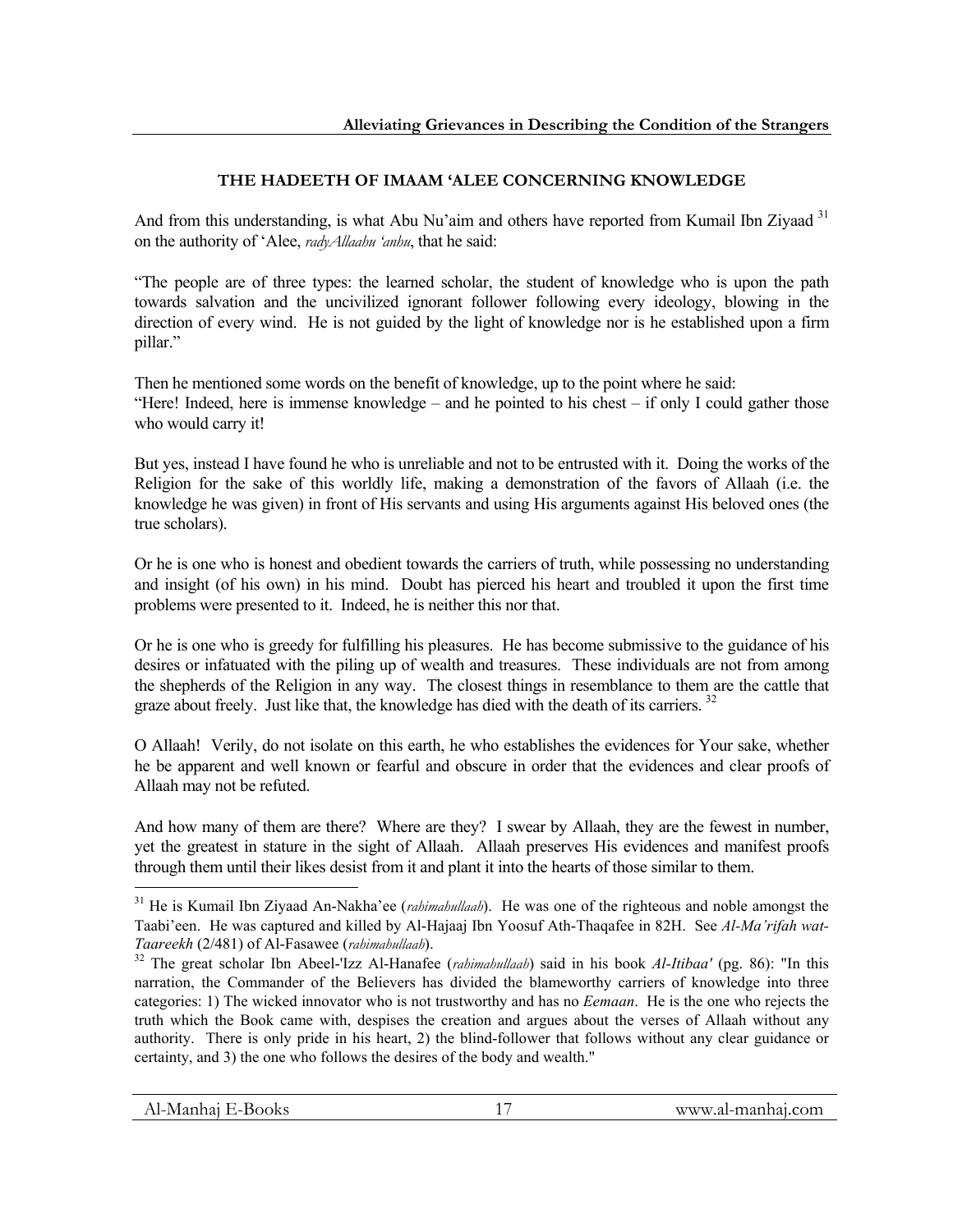### THE HADEETH OF IMAAM 'ALEE CONCERNING KNOWLEDGE

And from this understanding, is what Abu Nu'aim and others have reported from Kumail Ibn Ziyaad [31] on the authority of 'Alee, *radyAllaahu 'anhu*, that he said:

"The people are of three types: the learned scholar, the student of knowledge who is upon the path towards salvation and the uncivilized ignorant follower following every ideology, blowing in the direction of every wind. He is not guided by the light of knowledge nor is he established upon a firm pillar."

Then he mentioned some words on the benefit of knowledge, up to the point where he said:
"Here! Indeed, here is immense knowledge – and he pointed to his chest – if only I could gather those who would carry it!

But yes, instead I have found he who is unreliable and not to be entrusted with it. Doing the works of the Religion for the sake of this worldly life, making a demonstration of the favors of Allaah (i.e. the knowledge he was given) in front of His servants and using His arguments against His beloved ones (the true scholars).

Or he is one who is honest and obedient towards the carriers of truth, while possessing no understanding and insight (of his own) in his mind. Doubt has pierced his heart and troubled it upon the first time problems were presented to it. Indeed, he is neither this nor that.

Or he is one who is greedy for fulfilling his pleasures. He has become submissive to the guidance of his desires or infatuated with the piling up of wealth and treasures. These individuals are not from among the shepherds of the Religion in any way. The closest things in resemblance to them are the cattle that graze about freely. Just like that, the knowledge has died with the death of its carriers. [32]

O Allaah! Verily, do not isolate on this earth, he who establishes the evidences for Your sake, whether he be apparent and well known or fearful and obscure in order that the evidences and clear proofs of Allaah may not be refuted.

And how many of them are there? Where are they? I swear by Allaah, they are the fewest in number, yet the greatest in stature in the sight of Allaah. Allaah preserves His evidences and manifest proofs through them until their likes desist from it and plant it into the hearts of those similar to them.

---

[31] He is Kumail Ibn Ziyaad An-Nakha'ee (*rahimahullaah*). He was one of the righteous and noble amongst the Taabi'een. He was captured and killed by Al-Hajaaj Ibn Yoosuf Ath-Thaqafee in 82H. See *Al-Ma'rifah wat-Taareekh* (2/481) of Al-Fasawee (*rahimahullaah*).

[32] The great scholar Ibn Abeel-'Izz Al-Hanafee (*rahimahullaah*) said in his book *Al-Itibaa'* (pg. 86): "In this narration, the Commander of the Believers has divided the blameworthy carriers of knowledge into three categories: 1) The wicked innovator who is not trustworthy and has no *Eemaan*. He is the one who rejects the truth which the Book came with, despises the creation and argues about the verses of Allaah without any authority. There is only pride in his heart, 2) the blind-follower that follows without any clear guidance or certainty, and 3) the one who follows the desires of the body and wealth."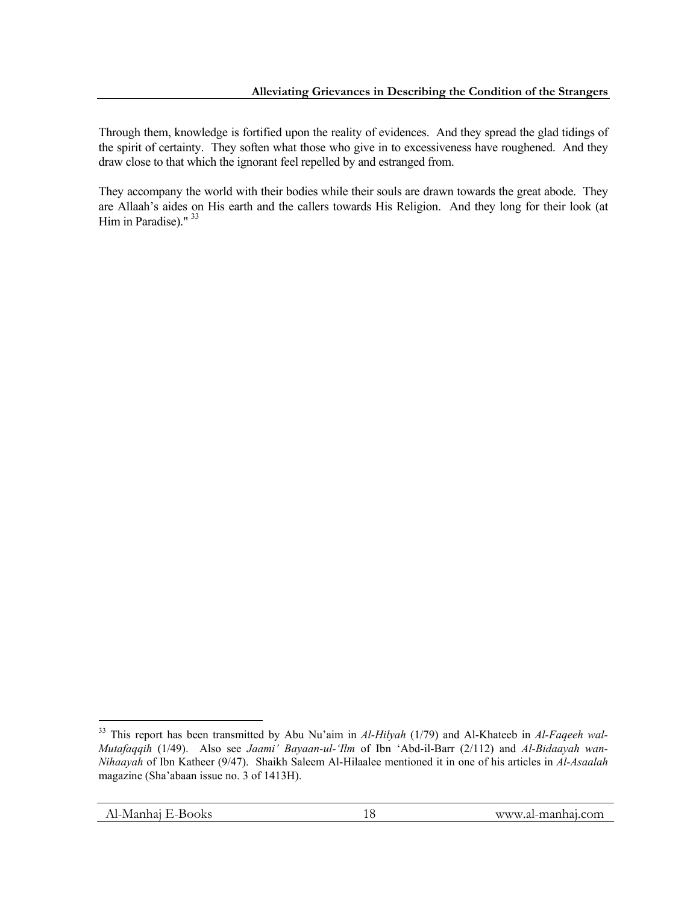Through them, knowledge is fortified upon the reality of evidences. And they spread the glad tidings of the spirit of certainty. They soften what those who give in to excessiveness have roughened. And they draw close to that which the ignorant feel repelled by and estranged from.

They accompany the world with their bodies while their souls are drawn towards the great abode. They are Allaah's aides on His earth and the callers towards His Religion. And they long for their look (at Him in Paradise)." [33]

---

[33] This report has been transmitted by Abu Nu'aim in *Al-Hilyah* (1/79) and Al-Khateeb in *Al-Faqeeh wal-Mutafaqqih* (1/49). Also see *Jaami' Bayaan-ul-'Ilm* of Ibn 'Abd-il-Barr (2/112) and *Al-Bidaayah wan-Nihaayah* of Ibn Katheer (9/47). Shaikh Saleem Al-Hilaalee mentioned it in one of his articles in *Al-Asaalah* magazine (Sha'abaan issue no. 3 of 1413H).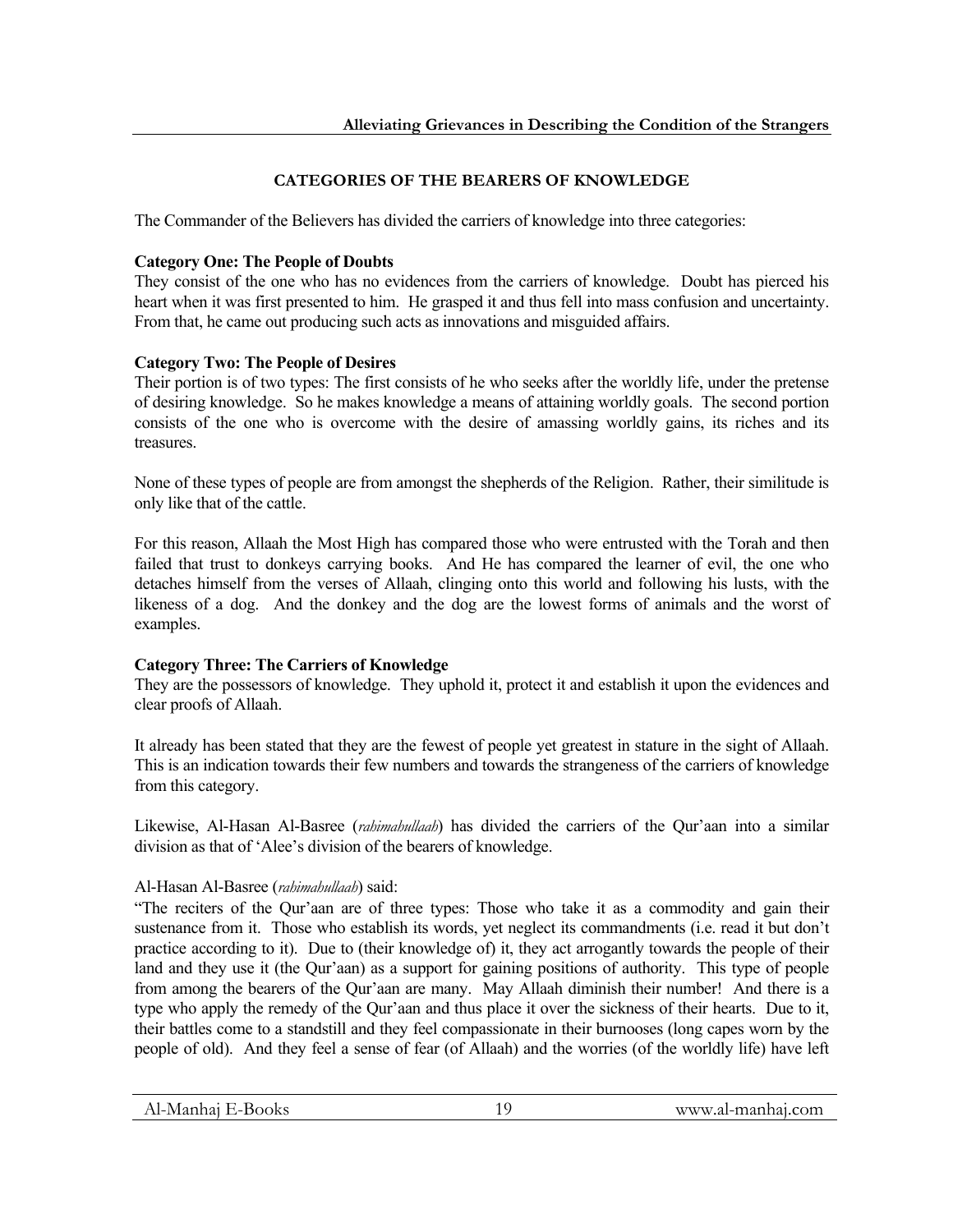## CATEGORIES OF THE BEARERS OF KNOWLEDGE

The Commander of the Believers has divided the carriers of knowledge into three categories:

**Category One: The People of Doubts**
They consist of the one who has no evidences from the carriers of knowledge. Doubt has pierced his heart when it was first presented to him. He grasped it and thus fell into mass confusion and uncertainty. From that, he came out producing such acts as innovations and misguided affairs.

**Category Two: The People of Desires**
Their portion is of two types: The first consists of he who seeks after the worldly life, under the pretense of desiring knowledge. So he makes knowledge a means of attaining worldly goals. The second portion consists of the one who is overcome with the desire of amassing worldly gains, its riches and its treasures.

None of these types of people are from amongst the shepherds of the Religion. Rather, their similitude is only like that of the cattle.

For this reason, Allaah the Most High has compared those who were entrusted with the Torah and then failed that trust to donkeys carrying books. And He has compared the learner of evil, the one who detaches himself from the verses of Allaah, clinging onto this world and following his lusts, with the likeness of a dog. And the donkey and the dog are the lowest forms of animals and the worst of examples.

**Category Three: The Carriers of Knowledge**
They are the possessors of knowledge. They uphold it, protect it and establish it upon the evidences and clear proofs of Allaah.

It already has been stated that they are the fewest of people yet greatest in stature in the sight of Allaah. This is an indication towards their few numbers and towards the strangeness of the carriers of knowledge from this category.

Likewise, Al-Hasan Al-Basree (*rahimahullaah*) has divided the carriers of the Qur'aan into a similar division as that of 'Alee's division of the bearers of knowledge.

Al-Hasan Al-Basree (*rahimahullaah*) said:
"The reciters of the Qur'aan are of three types: Those who take it as a commodity and gain their sustenance from it. Those who establish its words, yet neglect its commandments (i.e. read it but don't practice according to it). Due to (their knowledge of) it, they act arrogantly towards the people of their land and they use it (the Qur'aan) as a support for gaining positions of authority. This type of people from among the bearers of the Qur'aan are many. May Allaah diminish their number! And there is a type who apply the remedy of the Qur'aan and thus place it over the sickness of their hearts. Due to it, their battles come to a standstill and they feel compassionate in their burnooses (long capes worn by the people of old). And they feel a sense of fear (of Allaah) and the worries (of the worldly life) have left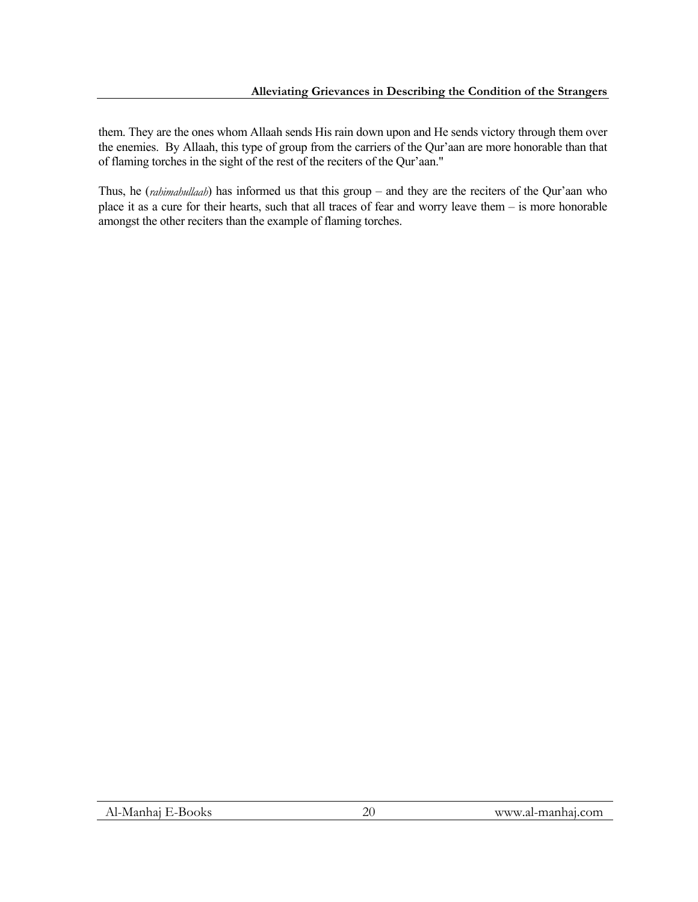them. They are the ones whom Allaah sends His rain down upon and He sends victory through them over the enemies. By Allaah, this type of group from the carriers of the Qur'aan are more honorable than that of flaming torches in the sight of the rest of the reciters of the Qur'aan."

Thus, he (*rahimahullaah*) has informed us that this group – and they are the reciters of the Qur'aan who place it as a cure for their hearts, such that all traces of fear and worry leave them – is more honorable amongst the other reciters than the example of flaming torches.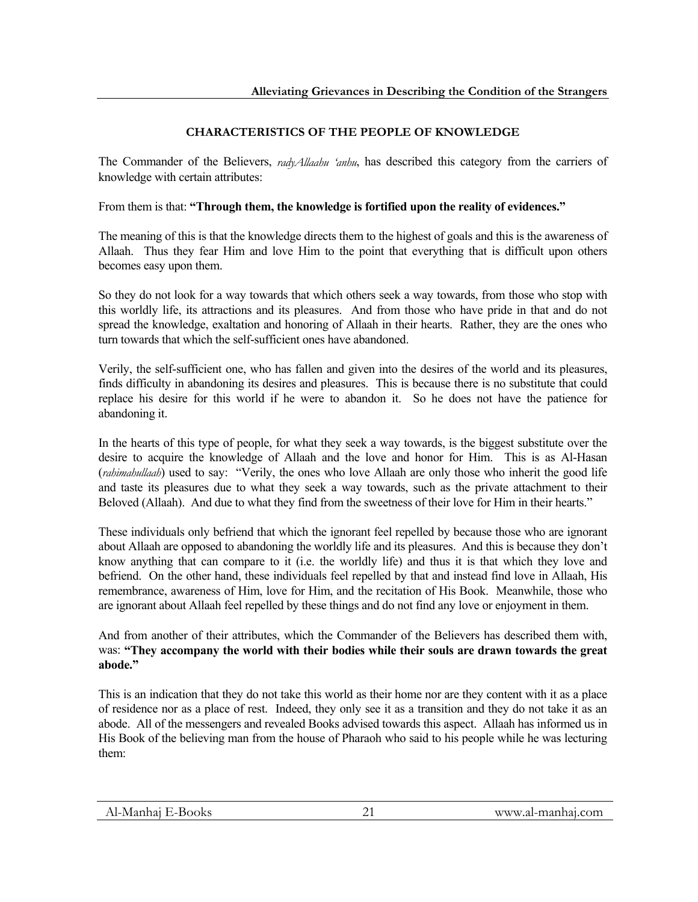## CHARACTERISTICS OF THE PEOPLE OF KNOWLEDGE

The Commander of the Believers, *radyAllaahu 'anhu*, has described this category from the carriers of knowledge with certain attributes:

From them is that: **"Through them, the knowledge is fortified upon the reality of evidences."**

The meaning of this is that the knowledge directs them to the highest of goals and this is the awareness of Allaah. Thus they fear Him and love Him to the point that everything that is difficult upon others becomes easy upon them.

So they do not look for a way towards that which others seek a way towards, from those who stop with this worldly life, its attractions and its pleasures. And from those who have pride in that and do not spread the knowledge, exaltation and honoring of Allaah in their hearts. Rather, they are the ones who turn towards that which the self-sufficient ones have abandoned.

Verily, the self-sufficient one, who has fallen and given into the desires of the world and its pleasures, finds difficulty in abandoning its desires and pleasures. This is because there is no substitute that could replace his desire for this world if he were to abandon it. So he does not have the patience for abandoning it.

In the hearts of this type of people, for what they seek a way towards, is the biggest substitute over the desire to acquire the knowledge of Allaah and the love and honor for Him. This is as Al-Hasan (*rahimahullaah*) used to say: "Verily, the ones who love Allaah are only those who inherit the good life and taste its pleasures due to what they seek a way towards, such as the private attachment to their Beloved (Allaah). And due to what they find from the sweetness of their love for Him in their hearts."

These individuals only befriend that which the ignorant feel repelled by because those who are ignorant about Allaah are opposed to abandoning the worldly life and its pleasures. And this is because they don't know anything that can compare to it (i.e. the worldly life) and thus it is that which they love and befriend. On the other hand, these individuals feel repelled by that and instead find love in Allaah, His remembrance, awareness of Him, love for Him, and the recitation of His Book. Meanwhile, those who are ignorant about Allaah feel repelled by these things and do not find any love or enjoyment in them.

And from another of their attributes, which the Commander of the Believers has described them with, was: **"They accompany the world with their bodies while their souls are drawn towards the great abode."**

This is an indication that they do not take this world as their home nor are they content with it as a place of residence nor as a place of rest. Indeed, they only see it as a transition and they do not take it as an abode. All of the messengers and revealed Books advised towards this aspect. Allaah has informed us in His Book of the believing man from the house of Pharaoh who said to his people while he was lecturing them: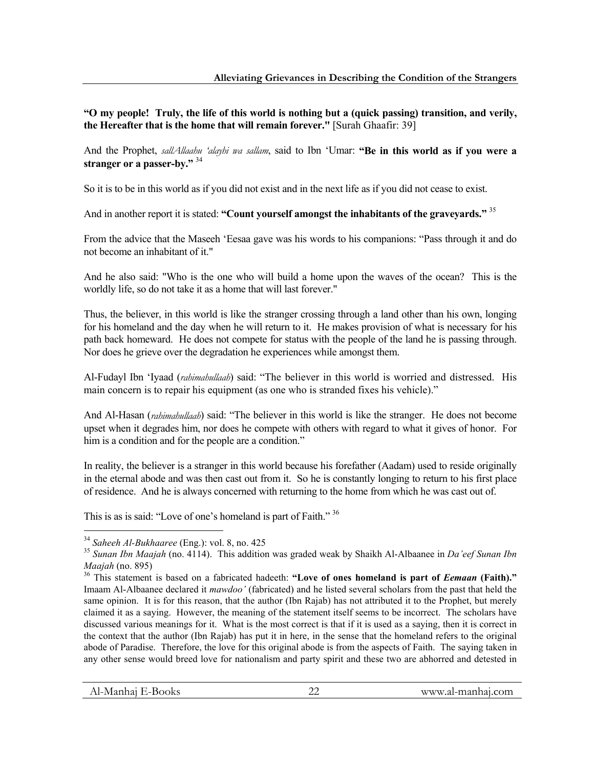**"O my people! Truly, the life of this world is nothing but a (quick passing) transition, and verily, the Hereafter that is the home that will remain forever."** [Surah Ghaafir: 39]

And the Prophet, *sallAllaahu 'alayhi wa sallam*, said to Ibn 'Umar: **"Be in this world as if you were a stranger or a passer-by."** [34]

So it is to be in this world as if you did not exist and in the next life as if you did not cease to exist.

And in another report it is stated: **"Count yourself amongst the inhabitants of the graveyards."** [35]

From the advice that the Maseeh 'Eesaa gave was his words to his companions: "Pass through it and do not become an inhabitant of it."

And he also said: "Who is the one who will build a home upon the waves of the ocean? This is the worldly life, so do not take it as a home that will last forever."

Thus, the believer, in this world is like the stranger crossing through a land other than his own, longing for his homeland and the day when he will return to it. He makes provision of what is necessary for his path back homeward. He does not compete for status with the people of the land he is passing through. Nor does he grieve over the degradation he experiences while amongst them.

Al-Fudayl Ibn 'Iyaad (*rahimahullaah*) said: "The believer in this world is worried and distressed. His main concern is to repair his equipment (as one who is stranded fixes his vehicle)."

And Al-Hasan (*rahimahullaah*) said: "The believer in this world is like the stranger. He does not become upset when it degrades him, nor does he compete with others with regard to what it gives of honor. For him is a condition and for the people are a condition."

In reality, the believer is a stranger in this world because his forefather (Aadam) used to reside originally in the eternal abode and was then cast out from it. So he is constantly longing to return to his first place of residence. And he is always concerned with returning to the home from which he was cast out of.

This is as is said: "Love of one's homeland is part of Faith." [36]

---

[34] *Saheeh Al-Bukhaaree* (Eng.): vol. 8, no. 425

[35] *Sunan Ibn Maajah* (no. 4114). This addition was graded weak by Shaikh Al-Albaanee in *Da'eef Sunan Ibn Maajah* (no. 895)

[36] This statement is based on a fabricated hadeeth: **"Love of ones homeland is part of *Eemaan* (Faith)."** Imaam Al-Albaanee declared it *mawdoo'* (fabricated) and he listed several scholars from the past that held the same opinion. It is for this reason, that the author (Ibn Rajab) has not attributed it to the Prophet, but merely claimed it as a saying. However, the meaning of the statement itself seems to be incorrect. The scholars have discussed various meanings for it. What is the most correct is that if it is used as a saying, then it is correct in the context that the author (Ibn Rajab) has put it in here, in the sense that the homeland refers to the original abode of Paradise. Therefore, the love for this original abode is from the aspects of Faith. The saying taken in any other sense would breed love for nationalism and party spirit and these two are abhorred and detested in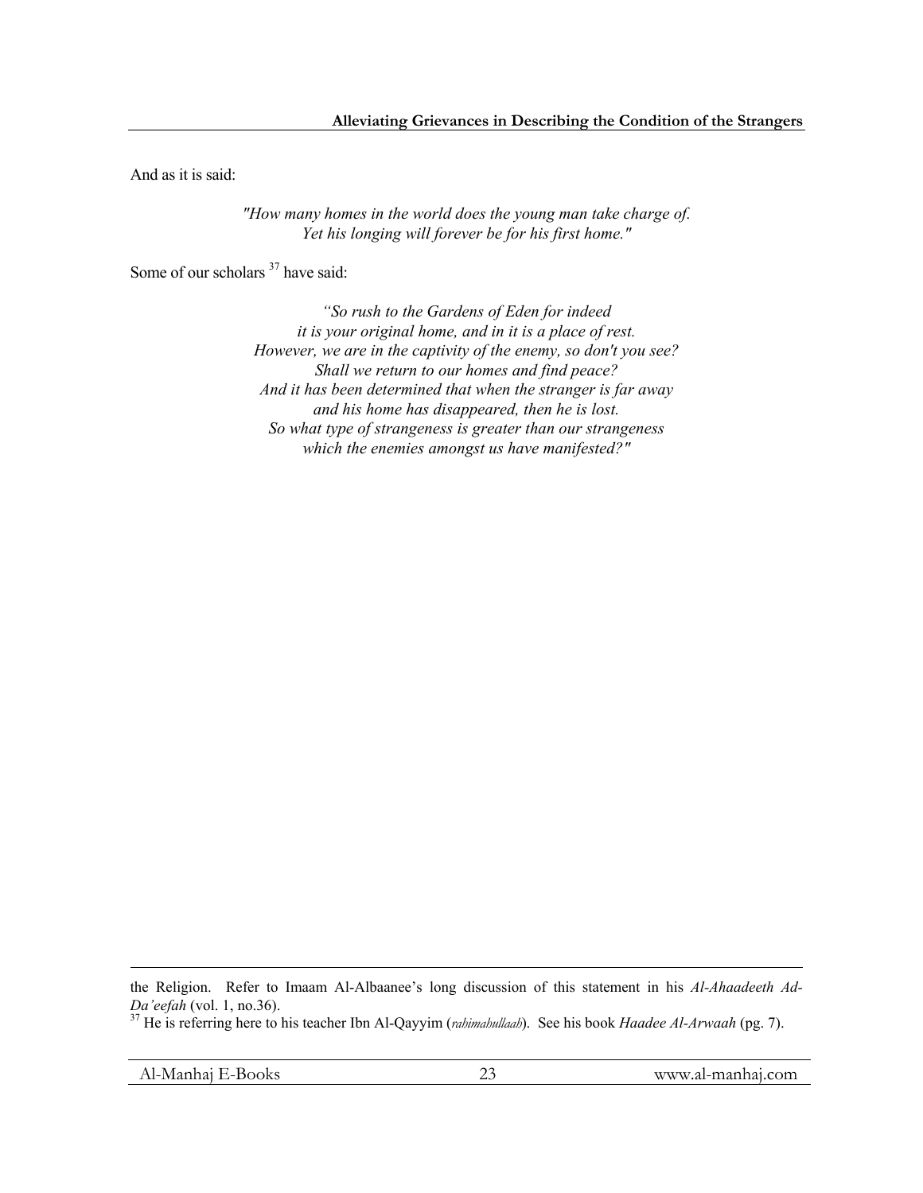And as it is said:

*"How many homes in the world does the young man take charge of.*
*Yet his longing will forever be for his first home."*

Some of our scholars [37] have said:

*"So rush to the Gardens of Eden for indeed*
*it is your original home, and in it is a place of rest.*
*However, we are in the captivity of the enemy, so don't you see?*
*Shall we return to our homes and find peace?*
*And it has been determined that when the stranger is far away*
*and his home has disappeared, then he is lost.*
*So what type of strangeness is greater than our strangeness*
*which the enemies amongst us have manifested?"*

---

the Religion. Refer to Imaam Al-Albaanee's long discussion of this statement in his *Al-Ahaadeeth Ad-Da'eefah* (vol. 1, no.36).

[37] He is referring here to his teacher Ibn Al-Qayyim (*rahimahullaah*). See his book *Haadee Al-Arwaah* (pg. 7).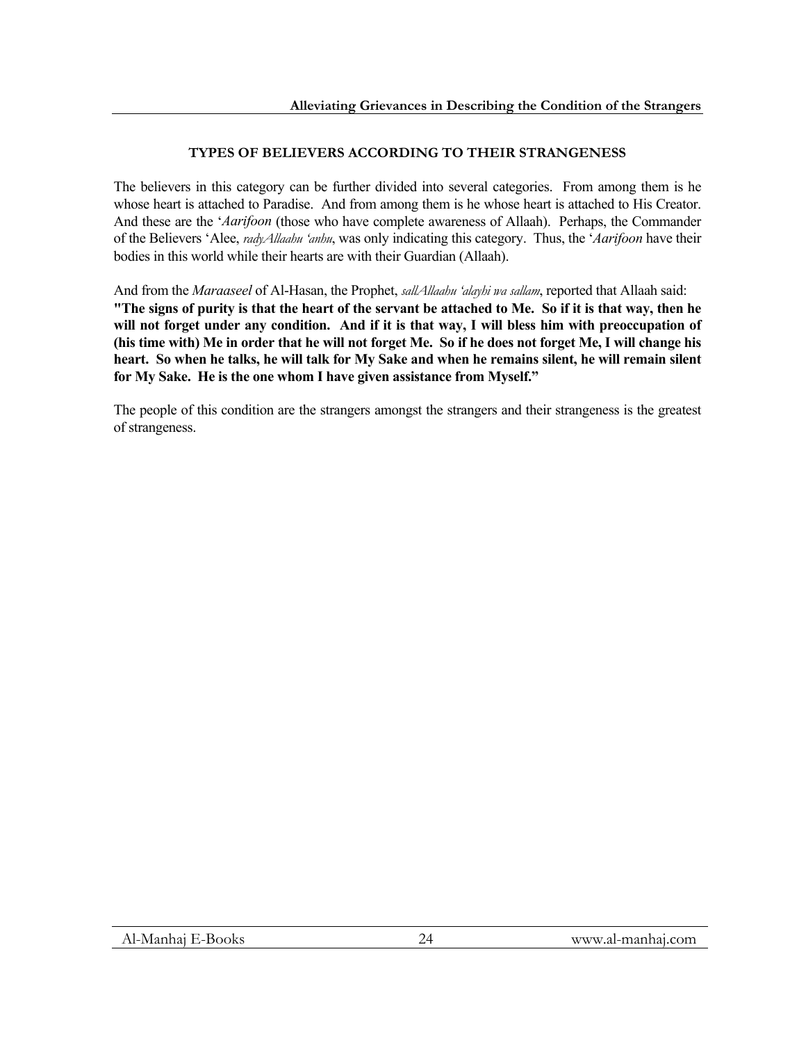### TYPES OF BELIEVERS ACCORDING TO THEIR STRANGENESS

The believers in this category can be further divided into several categories. From among them is he whose heart is attached to Paradise. And from among them is he whose heart is attached to His Creator. And these are the '*Aarifoon* (those who have complete awareness of Allaah). Perhaps, the Commander of the Believers 'Alee, *radyAllaahu 'anhu*, was only indicating this category. Thus, the '*Aarifoon* have their bodies in this world while their hearts are with their Guardian (Allaah).

And from the *Maraaseel* of Al-Hasan, the Prophet, *sallAllaahu 'alayhi wa sallam*, reported that Allaah said: **"The signs of purity is that the heart of the servant be attached to Me. So if it is that way, then he will not forget under any condition. And if it is that way, I will bless him with preoccupation of (his time with) Me in order that he will not forget Me. So if he does not forget Me, I will change his heart. So when he talks, he will talk for My Sake and when he remains silent, he will remain silent for My Sake. He is the one whom I have given assistance from Myself."**

The people of this condition are the strangers amongst the strangers and their strangeness is the greatest of strangeness.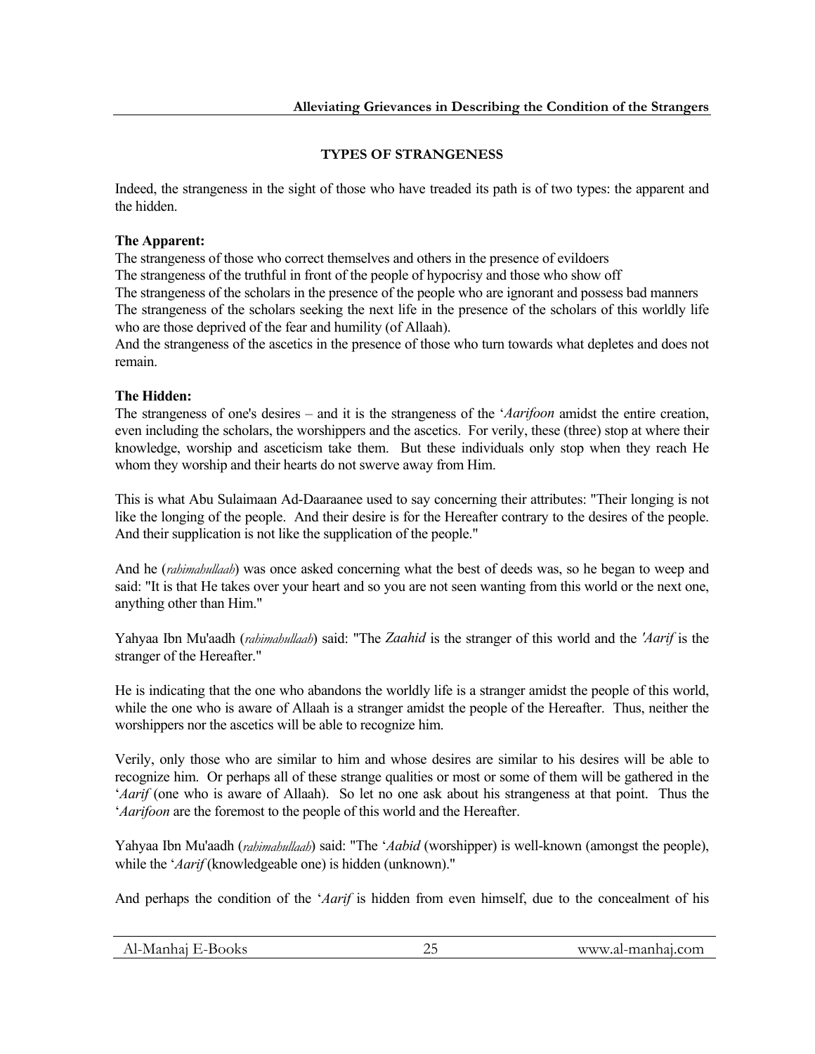## TYPES OF STRANGENESS

Indeed, the strangeness in the sight of those who have treaded its path is of two types: the apparent and the hidden.

**The Apparent:**
The strangeness of those who correct themselves and others in the presence of evildoers
The strangeness of the truthful in front of the people of hypocrisy and those who show off
The strangeness of the scholars in the presence of the people who are ignorant and possess bad manners
The strangeness of the scholars seeking the next life in the presence of the scholars of this worldly life who are those deprived of the fear and humility (of Allaah).
And the strangeness of the ascetics in the presence of those who turn towards what depletes and does not remain.

**The Hidden:**
The strangeness of one's desires – and it is the strangeness of the '*Aarifoon* amidst the entire creation, even including the scholars, the worshippers and the ascetics. For verily, these (three) stop at where their knowledge, worship and asceticism take them. But these individuals only stop when they reach He whom they worship and their hearts do not swerve away from Him.

This is what Abu Sulaimaan Ad-Daaraanee used to say concerning their attributes: "Their longing is not like the longing of the people. And their desire is for the Hereafter contrary to the desires of the people. And their supplication is not like the supplication of the people."

And he (*rahimahullaah*) was once asked concerning what the best of deeds was, so he began to weep and said: "It is that He takes over your heart and so you are not seen wanting from this world or the next one, anything other than Him."

Yahyaa Ibn Mu'aadh (*rahimahullaah*) said: "The *Zaahid* is the stranger of this world and the *'Aarif* is the stranger of the Hereafter."

He is indicating that the one who abandons the worldly life is a stranger amidst the people of this world, while the one who is aware of Allaah is a stranger amidst the people of the Hereafter. Thus, neither the worshippers nor the ascetics will be able to recognize him.

Verily, only those who are similar to him and whose desires are similar to his desires will be able to recognize him. Or perhaps all of these strange qualities or most or some of them will be gathered in the '*Aarif* (one who is aware of Allaah). So let no one ask about his strangeness at that point. Thus the '*Aarifoon* are the foremost to the people of this world and the Hereafter.

Yahyaa Ibn Mu'aadh (*rahimahullaah*) said: "The '*Aabid* (worshipper) is well-known (amongst the people), while the '*Aarif* (knowledgeable one) is hidden (unknown)."

And perhaps the condition of the '*Aarif* is hidden from even himself, due to the concealment of his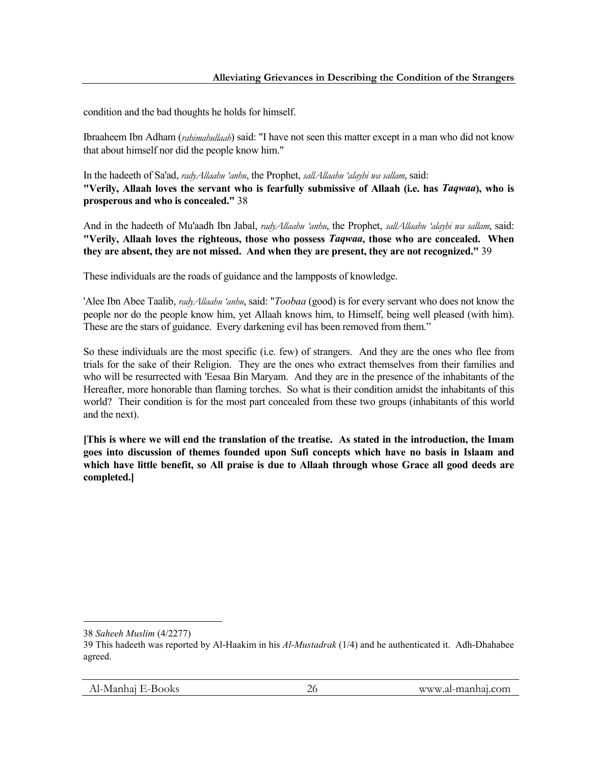condition and the bad thoughts he holds for himself.

Ibraaheem Ibn Adham (*rahimahullaah*) said: "I have not seen this matter except in a man who did not know that about himself nor did the people know him."

In the hadeeth of Sa'ad, *radyAllaahu 'anhu*, the Prophet, *sallAllaahu 'alayhi wa sallam*, said:
**"Verily, Allaah loves the servant who is fearfully submissive of Allaah (i.e. has *Taqwaa*), who is prosperous and who is concealed."** 38

And in the hadeeth of Mu'aadh Ibn Jabal, *radyAllaahu 'anhu*, the Prophet, *sallAllaahu 'alayhi wa sallam*, said: **"Verily, Allaah loves the righteous, those who possess *Taqwaa*, those who are concealed. When they are absent, they are not missed. And when they are present, they are not recognized."** 39

These individuals are the roads of guidance and the lampposts of knowledge.

'Alee Ibn Abee Taalib, *radyAllaahu 'anhu*, said: "*Toobaa* (good) is for every servant who does not know the people nor do the people know him, yet Allaah knows him, to Himself, being well pleased (with him). These are the stars of guidance. Every darkening evil has been removed from them."

So these individuals are the most specific (i.e. few) of strangers. And they are the ones who flee from trials for the sake of their Religion. They are the ones who extract themselves from their families and who will be resurrected with 'Eesaa Bin Maryam. And they are in the presence of the inhabitants of the Hereafter, more honorable than flaming torches. So what is their condition amidst the inhabitants of this world? Their condition is for the most part concealed from these two groups (inhabitants of this world and the next).

**[This is where we will end the translation of the treatise. As stated in the introduction, the Imam goes into discussion of themes founded upon Sufi concepts which have no basis in Islaam and which have little benefit, so All praise is due to Allaah through whose Grace all good deeds are completed.]**

---

38 *Saheeh Muslim* (4/2277)

39 This hadeeth was reported by Al-Haakim in his *Al-Mustadrak* (1/4) and he authenticated it. Adh-Dhahabee agreed.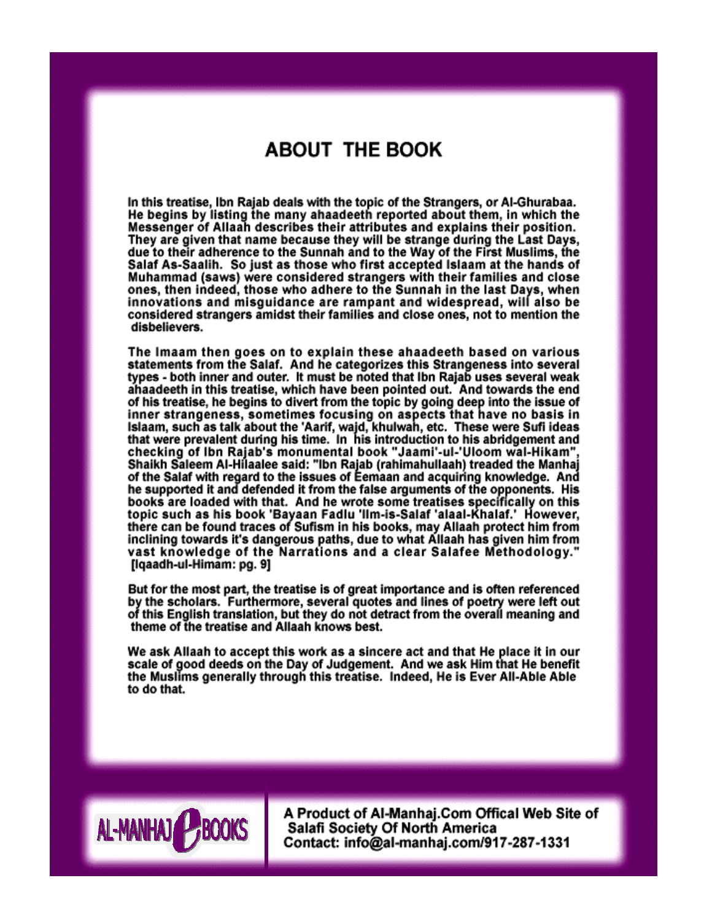# ABOUT THE BOOK

In this treatise, Ibn Rajab deals with the topic of the Strangers, or Al-Ghurabaa. He begins by listing the many ahaadeeth reported about them, in which the Messenger of Allaah describes their attributes and explains their position. They are given that name because they will be strange during the Last Days, due to their adherence to the Sunnah and to the Way of the First Muslims, the Salaf As-Saalih. So just as those who first accepted Islaam at the hands of Muhammad (saws) were considered strangers with their families and close ones, then indeed, those who adhere to the Sunnah in the last Days, when innovations and misguidance are rampant and widespread, will also be considered strangers amidst their families and close ones, not to mention the disbelievers.

The Imaam then goes on to explain these ahaadeeth based on various statements from the Salaf. And he categorizes this Strangeness into several types - both inner and outer. It must be noted that Ibn Rajab uses several weak ahaadeeth in this treatise, which have been pointed out. And towards the end of his treatise, he begins to divert from the topic by going deep into the issue of inner strangeness, sometimes focusing on aspects that have no basis in Islaam, such as talk about the 'Aarif, wajd, khulwah, etc. These were Sufi ideas that were prevalent during his time. In his introduction to his abridgement and checking of Ibn Rajab's monumental book "Jaami'-ul-'Uloom wal-Hikam", Shaikh Saleem Al-Hilaalee said: "Ibn Rajab (rahimahullaah) treaded the Manhaj of the Salaf with regard to the issues of Eemaan and acquiring knowledge. And he supported it and defended it from the false arguments of the opponents. His books are loaded with that. And he wrote some treatises specifically on this topic such as his book 'Bayaan Fadlu 'Ilm-is-Salaf 'alaal-Khalaf.' However, there can be found traces of Sufism in his books, may Allaah protect him from inclining towards it's dangerous paths, due to what Allaah has given him from vast knowledge of the Narrations and a clear Salafee Methodology." [Iqaadh-ul-Himam: pg. 9]

But for the most part, the treatise is of great importance and is often referenced by the scholars. Furthermore, several quotes and lines of poetry were left out of this English translation, but they do not detract from the overall meaning and theme of the treatise and Allaah knows best.

We ask Allaah to accept this work as a sincere act and that He place it in our scale of good deeds on the Day of Judgement. And we ask Him that He benefit the Muslims generally through this treatise. Indeed, He is Ever All-Able Able to do that.

AL-MANHAJ eBOOKS

A Product of Al-Manhaj.Com Offical Web Site of Salafi Society Of North America
Contact: info@al-manhaj.com/917-287-1331